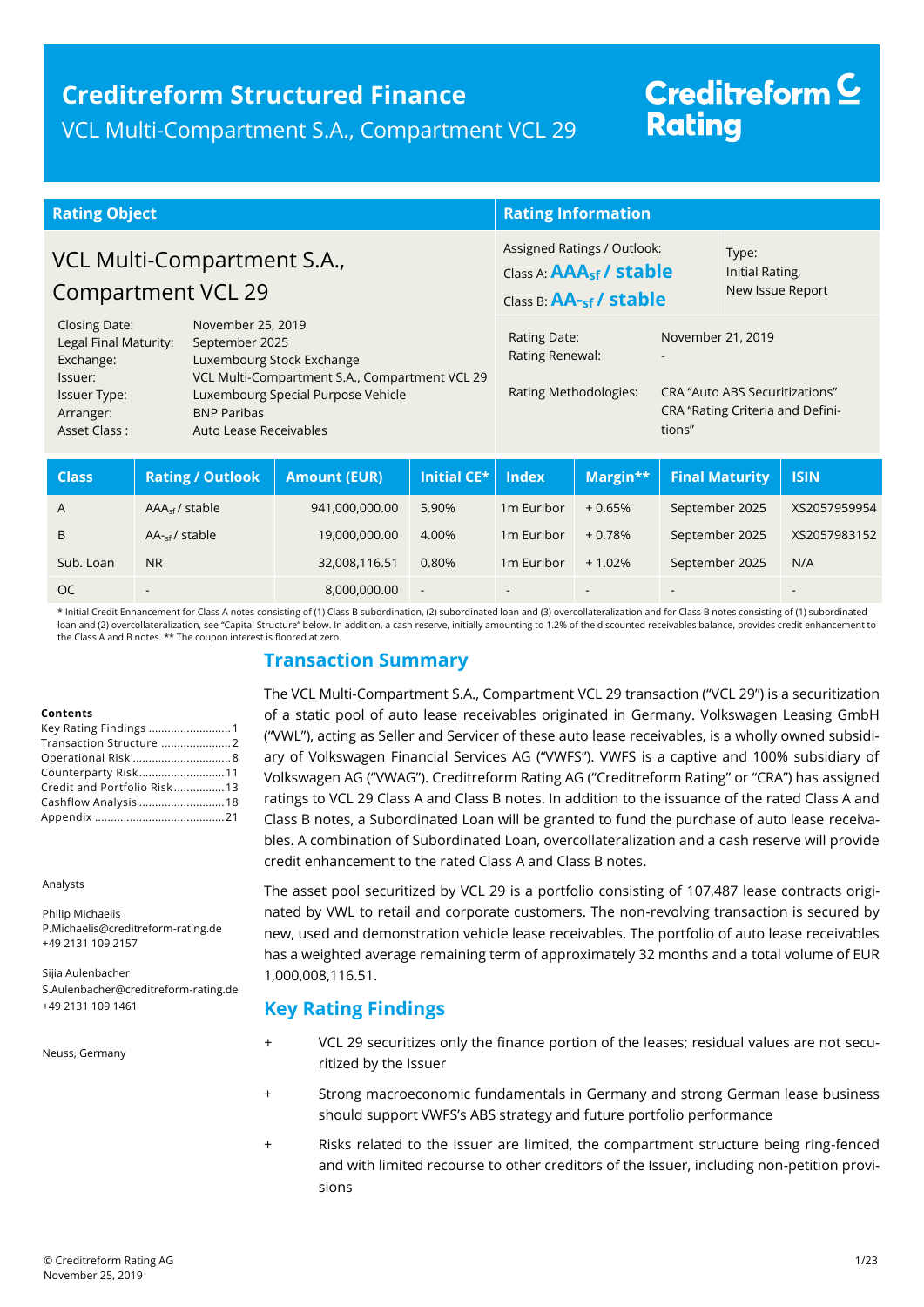# Creditreform Structured Finance

VCL Multi-Compartment S.A., Compartment VCL 29

Creditreform Rating

## Rating Object

VCL Multi-Compartment S.A., Compartment VCL 29

| | |
|---|---|
| Closing Date: | November 25, 2019 |
| Legal Final Maturity: | September 2025 |
| Exchange: | Luxembourg Stock Exchange |
| Issuer: | VCL Multi-Compartment S.A., Compartment VCL 29 |
| Issuer Type: | Luxembourg Special Purpose Vehicle |
| Arranger: | BNP Paribas |
| Asset Class : | Auto Lease Receivables |

## Rating Information

Assigned Ratings / Outlook:

Class A: **$AAA_{sf}$ / stable**

Class B: **$AA-_{sf}$ / stable**

Type: Initial Rating, New Issue Report

| | |
|---|---|
| Rating Date: | November 21, 2019 |
| Rating Renewal: | - |
| Rating Methodologies: | CRA "Auto ABS Securitizations"<br>CRA "Rating Criteria and Definitions" |

| Class | Rating / Outlook | Amount (EUR) | Initial CE* | Index | Margin** | Final Maturity | ISIN |
|---|---|---|---|---|---|---|---|
| A | $AAA_{sf}$ / stable | 941,000,000.00 | 5.90% | 1m Euribor | + 0.65% | September 2025 | XS2057959954 |
| B | $AA-_{sf}$ / stable | 19,000,000.00 | 4.00% | 1m Euribor | + 0.78% | September 2025 | XS2057983152 |
| Sub. Loan | NR | 32,008,116.51 | 0.80% | 1m Euribor | + 1.02% | September 2025 | N/A |
| OC | - | 8,000,000.00 | - | - | - | - | - |

\* Initial Credit Enhancement for Class A notes consisting of (1) Class B subordination, (2) subordinated loan and (3) overcollateralization and for Class B notes consisting of (1) subordinated loan and (2) overcollateralization, see "Capital Structure" below. In addition, a cash reserve, initially amounting to 1.2% of the discounted receivables balance, provides credit enhancement to the Class A and B notes. ** The coupon interest is floored at zero.

**Contents**

- Key Rating Findings ....1
- Transaction Structure ....2
- Operational Risk ....8
- Counterparty Risk....11
- Credit and Portfolio Risk....13
- Cashflow Analysis ....18
- Appendix ....21

Analysts

Philip Michaelis
P.Michaelis@creditreform-rating.de
+49 2131 109 2157

Sijia Aulenbacher
S.Aulenbacher@creditreform-rating.de
+49 2131 109 1461

Neuss, Germany

## Transaction Summary

The VCL Multi-Compartment S.A., Compartment VCL 29 transaction ("VCL 29") is a securitization of a static pool of auto lease receivables originated in Germany. Volkswagen Leasing GmbH ("VWL"), acting as Seller and Servicer of these auto lease receivables, is a wholly owned subsidiary of Volkswagen Financial Services AG ("VWFS"). VWFS is a captive and 100% subsidiary of Volkswagen AG ("VWAG"). Creditreform Rating AG ("Creditreform Rating" or "CRA") has assigned ratings to VCL 29 Class A and Class B notes. In addition to the issuance of the rated Class A and Class B notes, a Subordinated Loan will be granted to fund the purchase of auto lease receivables. A combination of Subordinated Loan, overcollateralization and a cash reserve will provide credit enhancement to the rated Class A and Class B notes.

The asset pool securitized by VCL 29 is a portfolio consisting of 107,487 lease contracts originated by VWL to retail and corporate customers. The non-revolving transaction is secured by new, used and demonstration vehicle lease receivables. The portfolio of auto lease receivables has a weighted average remaining term of approximately 32 months and a total volume of EUR 1,000,008,116.51.

## Key Rating Findings

+ VCL 29 securitizes only the finance portion of the leases; residual values are not securitized by the Issuer
+ Strong macroeconomic fundamentals in Germany and strong German lease business should support VWFS's ABS strategy and future portfolio performance
+ Risks related to the Issuer are limited, the compartment structure being ring-fenced and with limited recourse to other creditors of the Issuer, including non-petition provisions

© Creditreform Rating AG
November 25, 2019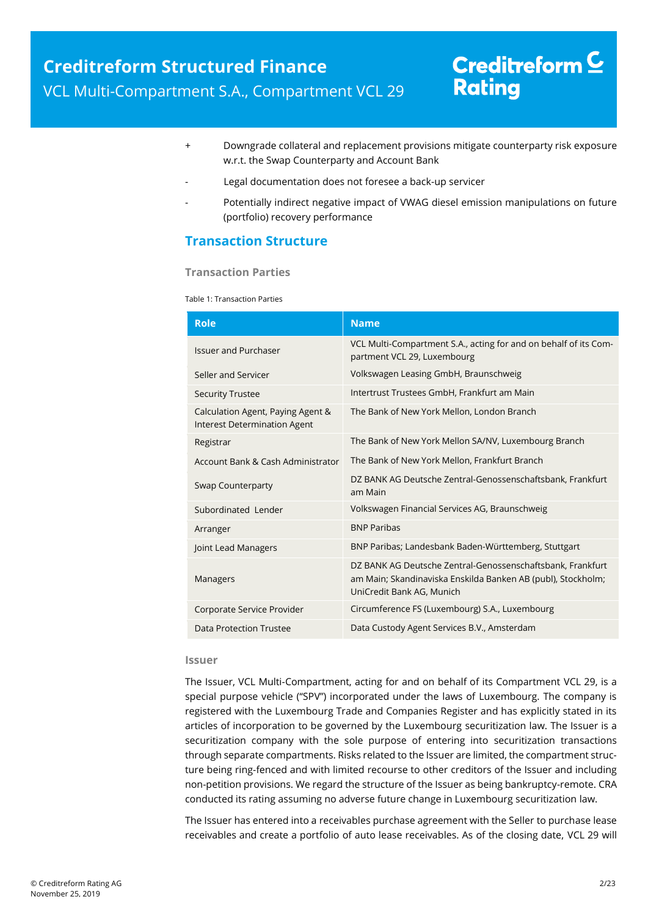- \+ Downgrade collateral and replacement provisions mitigate counterparty risk exposure w.r.t. the Swap Counterparty and Account Bank
- \- Legal documentation does not foresee a back-up servicer
- \- Potentially indirect negative impact of VWAG diesel emission manipulations on future (portfolio) recovery performance

## Transaction Structure

### Transaction Parties

Table 1: Transaction Parties

| Role | Name |
|---|---|
| Issuer and Purchaser | VCL Multi-Compartment S.A., acting for and on behalf of its Compartment VCL 29, Luxembourg |
| Seller and Servicer | Volkswagen Leasing GmbH, Braunschweig |
| Security Trustee | Intertrust Trustees GmbH, Frankfurt am Main |
| Calculation Agent, Paying Agent & Interest Determination Agent | The Bank of New York Mellon, London Branch |
| Registrar | The Bank of New York Mellon SA/NV, Luxembourg Branch |
| Account Bank & Cash Administrator | The Bank of New York Mellon, Frankfurt Branch |
| Swap Counterparty | DZ BANK AG Deutsche Zentral-Genossenschaftsbank, Frankfurt am Main |
| Subordinated Lender | Volkswagen Financial Services AG, Braunschweig |
| Arranger | BNP Paribas |
| Joint Lead Managers | BNP Paribas; Landesbank Baden-Württemberg, Stuttgart |
| Managers | DZ BANK AG Deutsche Zentral-Genossenschaftsbank, Frankfurt am Main; Skandinaviska Enskilda Banken AB (publ), Stockholm; UniCredit Bank AG, Munich |
| Corporate Service Provider | Circumference FS (Luxembourg) S.A., Luxembourg |
| Data Protection Trustee | Data Custody Agent Services B.V., Amsterdam |

### Issuer

The Issuer, VCL Multi-Compartment, acting for and on behalf of its Compartment VCL 29, is a special purpose vehicle ("SPV") incorporated under the laws of Luxembourg. The company is registered with the Luxembourg Trade and Companies Register and has explicitly stated in its articles of incorporation to be governed by the Luxembourg securitization law. The Issuer is a securitization company with the sole purpose of entering into securitization transactions through separate compartments. Risks related to the Issuer are limited, the compartment structure being ring-fenced and with limited recourse to other creditors of the Issuer and including non-petition provisions. We regard the structure of the Issuer as being bankruptcy-remote. CRA conducted its rating assuming no adverse future change in Luxembourg securitization law.

The Issuer has entered into a receivables purchase agreement with the Seller to purchase lease receivables and create a portfolio of auto lease receivables. As of the closing date, VCL 29 will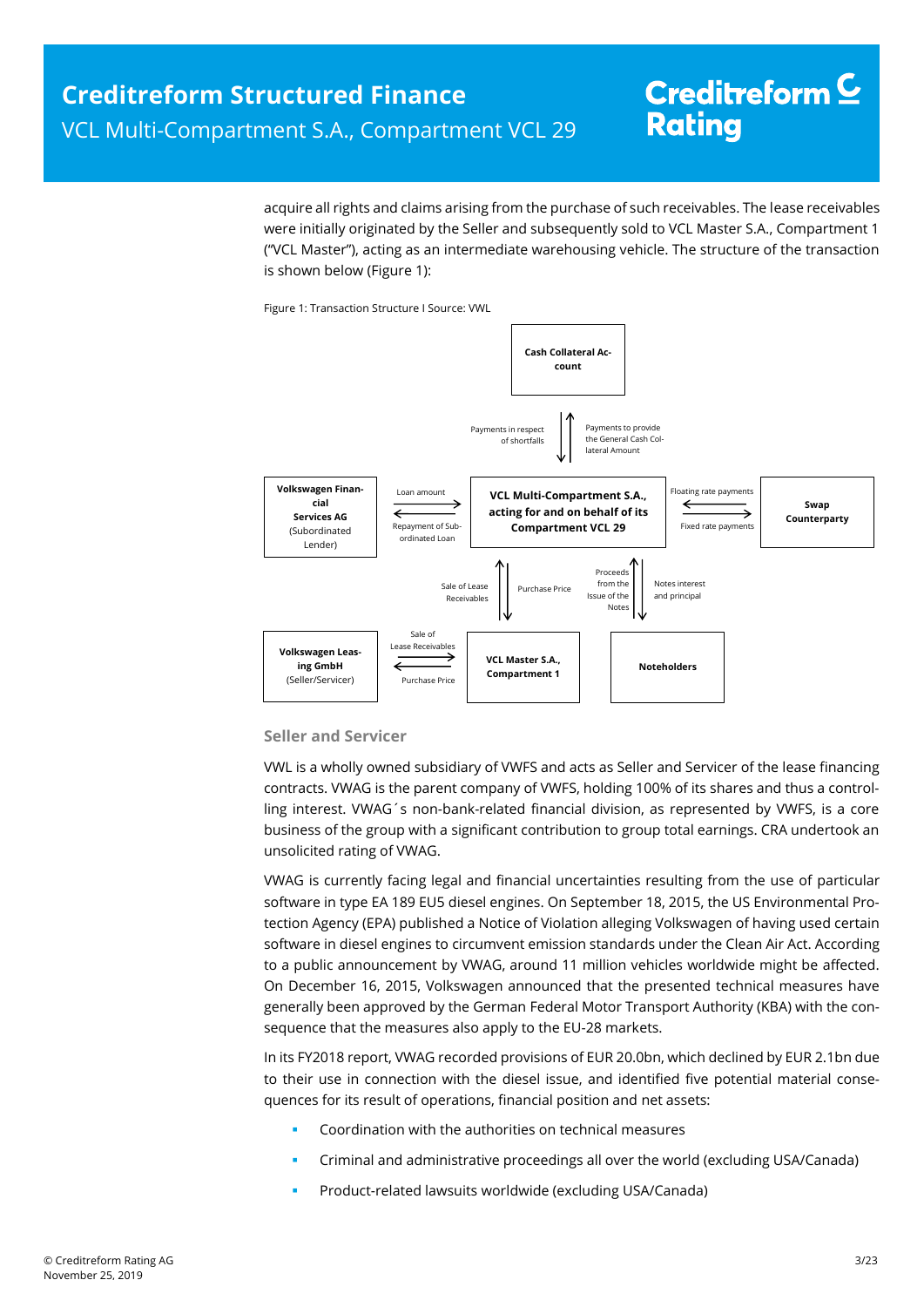acquire all rights and claims arising from the purchase of such receivables. The lease receivables were initially originated by the Seller and subsequently sold to VCL Master S.A., Compartment 1 ("VCL Master"), acting as an intermediate warehousing vehicle. The structure of the transaction is shown below (Figure 1):

Figure 1: Transaction Structure I Source: VWL

**Cash Collateral Account**

Payments in respect of shortfalls

Payments to provide the General Cash Collateral Amount

**Volkswagen Financial Services AG** (Subordinated Lender)

Loan amount

Repayment of Subordinated Loan

**VCL Multi-Compartment S.A., acting for and on behalf of its Compartment VCL 29**

Floating rate payments

Fixed rate payments

**Swap Counterparty**

Sale of Lease Receivables

Purchase Price

Proceeds from the Issue of the Notes

Notes interest and principal

**Volkswagen Leasing GmbH** (Seller/Servicer)

Sale of Lease Receivables

Purchase Price

**VCL Master S.A., Compartment 1**

**Noteholders**

### Seller and Servicer

VWL is a wholly owned subsidiary of VWFS and acts as Seller and Servicer of the lease financing contracts. VWAG is the parent company of VWFS, holding 100% of its shares and thus a controlling interest. VWAG´s non-bank-related financial division, as represented by VWFS, is a core business of the group with a significant contribution to group total earnings. CRA undertook an unsolicited rating of VWAG.

VWAG is currently facing legal and financial uncertainties resulting from the use of particular software in type EA 189 EU5 diesel engines. On September 18, 2015, the US Environmental Protection Agency (EPA) published a Notice of Violation alleging Volkswagen of having used certain software in diesel engines to circumvent emission standards under the Clean Air Act. According to a public announcement by VWAG, around 11 million vehicles worldwide might be affected. On December 16, 2015, Volkswagen announced that the presented technical measures have generally been approved by the German Federal Motor Transport Authority (KBA) with the consequence that the measures also apply to the EU-28 markets.

In its FY2018 report, VWAG recorded provisions of EUR 20.0bn, which declined by EUR 2.1bn due to their use in connection with the diesel issue, and identified five potential material consequences for its result of operations, financial position and net assets:

- Coordination with the authorities on technical measures
- Criminal and administrative proceedings all over the world (excluding USA/Canada)
- Product-related lawsuits worldwide (excluding USA/Canada)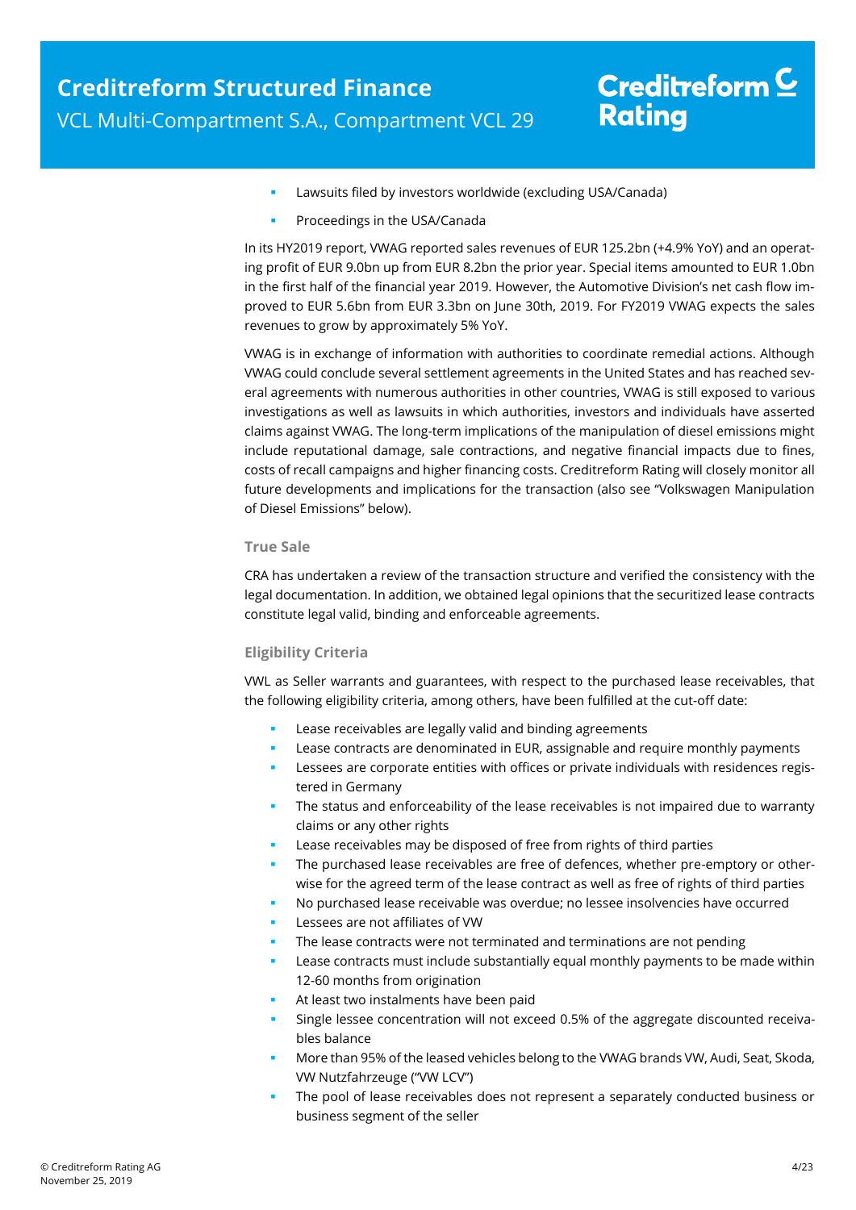- Lawsuits filed by investors worldwide (excluding USA/Canada)
- Proceedings in the USA/Canada

In its HY2019 report, VWAG reported sales revenues of EUR 125.2bn (+4.9% YoY) and an operating profit of EUR 9.0bn up from EUR 8.2bn the prior year. Special items amounted to EUR 1.0bn in the first half of the financial year 2019. However, the Automotive Division's net cash flow improved to EUR 5.6bn from EUR 3.3bn on June 30th, 2019. For FY2019 VWAG expects the sales revenues to grow by approximately 5% YoY.

VWAG is in exchange of information with authorities to coordinate remedial actions. Although VWAG could conclude several settlement agreements in the United States and has reached several agreements with numerous authorities in other countries, VWAG is still exposed to various investigations as well as lawsuits in which authorities, investors and individuals have asserted claims against VWAG. The long-term implications of the manipulation of diesel emissions might include reputational damage, sale contractions, and negative financial impacts due to fines, costs of recall campaigns and higher financing costs. Creditreform Rating will closely monitor all future developments and implications for the transaction (also see "Volkswagen Manipulation of Diesel Emissions" below).

### True Sale

CRA has undertaken a review of the transaction structure and verified the consistency with the legal documentation. In addition, we obtained legal opinions that the securitized lease contracts constitute legal valid, binding and enforceable agreements.

### Eligibility Criteria

VWL as Seller warrants and guarantees, with respect to the purchased lease receivables, that the following eligibility criteria, among others, have been fulfilled at the cut-off date:

- Lease receivables are legally valid and binding agreements
- Lease contracts are denominated in EUR, assignable and require monthly payments
- Lessees are corporate entities with offices or private individuals with residences registered in Germany
- The status and enforceability of the lease receivables is not impaired due to warranty claims or any other rights
- Lease receivables may be disposed of free from rights of third parties
- The purchased lease receivables are free of defences, whether pre-emptory or otherwise for the agreed term of the lease contract as well as free of rights of third parties
- No purchased lease receivable was overdue; no lessee insolvencies have occurred
- Lessees are not affiliates of VW
- The lease contracts were not terminated and terminations are not pending
- Lease contracts must include substantially equal monthly payments to be made within 12-60 months from origination
- At least two instalments have been paid
- Single lessee concentration will not exceed 0.5% of the aggregate discounted receivables balance
- More than 95% of the leased vehicles belong to the VWAG brands VW, Audi, Seat, Skoda, VW Nutzfahrzeuge ("VW LCV")
- The pool of lease receivables does not represent a separately conducted business or business segment of the seller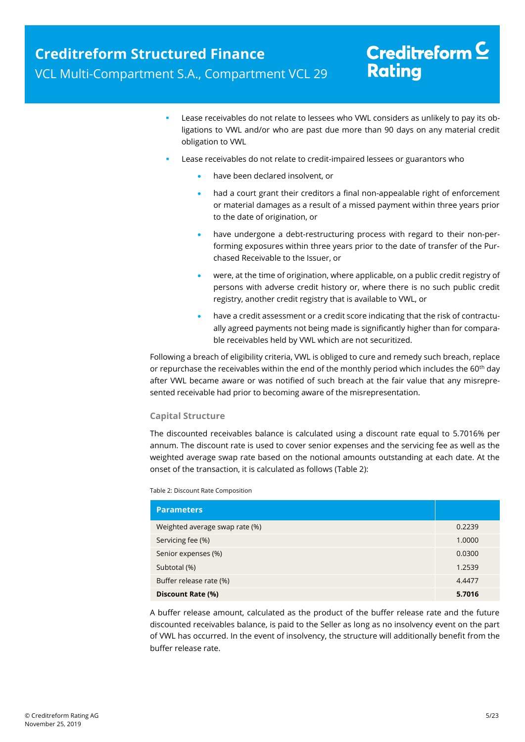- Lease receivables do not relate to lessees who VWL considers as unlikely to pay its obligations to VWL and/or who are past due more than 90 days on any material credit obligation to VWL
- Lease receivables do not relate to credit-impaired lessees or guarantors who
  - have been declared insolvent, or
  - had a court grant their creditors a final non-appealable right of enforcement or material damages as a result of a missed payment within three years prior to the date of origination, or
  - have undergone a debt-restructuring process with regard to their non-performing exposures within three years prior to the date of transfer of the Purchased Receivable to the Issuer, or
  - were, at the time of origination, where applicable, on a public credit registry of persons with adverse credit history or, where there is no such public credit registry, another credit registry that is available to VWL, or
  - have a credit assessment or a credit score indicating that the risk of contractually agreed payments not being made is significantly higher than for comparable receivables held by VWL which are not securitized.

Following a breach of eligibility criteria, VWL is obliged to cure and remedy such breach, replace or repurchase the receivables within the end of the monthly period which includes the 60th day after VWL became aware or was notified of such breach at the fair value that any misrepresented receivable had prior to becoming aware of the misrepresentation.

### Capital Structure

The discounted receivables balance is calculated using a discount rate equal to 5.7016% per annum. The discount rate is used to cover senior expenses and the servicing fee as well as the weighted average swap rate based on the notional amounts outstanding at each date. At the onset of the transaction, it is calculated as follows (Table 2):

Table 2: Discount Rate Composition

| Parameters | |
|---|---|
| Weighted average swap rate (%) | 0.2239 |
| Servicing fee (%) | 1.0000 |
| Senior expenses (%) | 0.0300 |
| Subtotal (%) | 1.2539 |
| Buffer release rate (%) | 4.4477 |
| **Discount Rate (%)** | **5.7016** |

A buffer release amount, calculated as the product of the buffer release rate and the future discounted receivables balance, is paid to the Seller as long as no insolvency event on the part of VWL has occurred. In the event of insolvency, the structure will additionally benefit from the buffer release rate.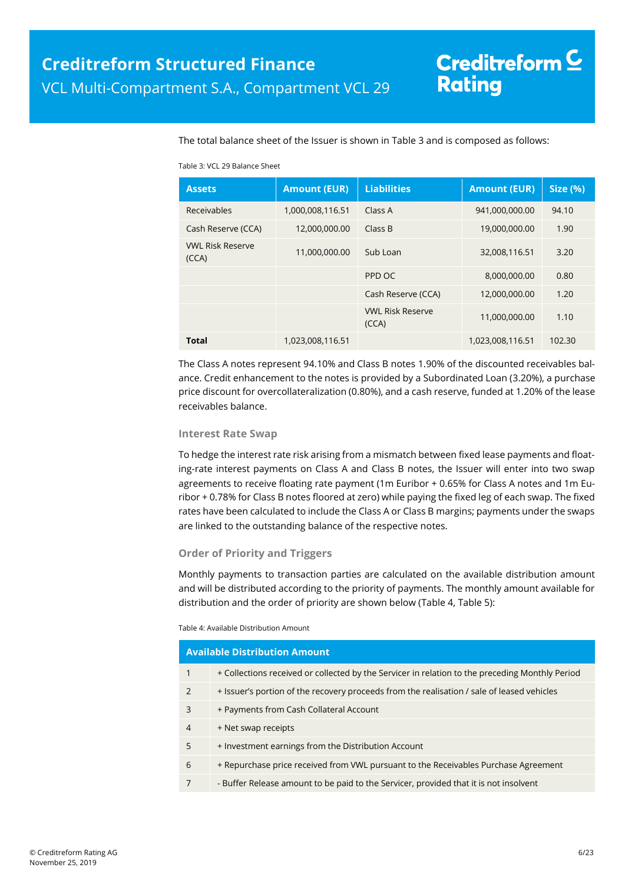The total balance sheet of the Issuer is shown in Table 3 and is composed as follows:

Table 3: VCL 29 Balance Sheet

| Assets | Amount (EUR) | Liabilities | Amount (EUR) | Size (%) |
|---|---|---|---|---|
| Receivables | 1,000,008,116.51 | Class A | 941,000,000.00 | 94.10 |
| Cash Reserve (CCA) | 12,000,000.00 | Class B | 19,000,000.00 | 1.90 |
| VWL Risk Reserve (CCA) | 11,000,000.00 | Sub Loan | 32,008,116.51 | 3.20 |
| | | PPD OC | 8,000,000.00 | 0.80 |
| | | Cash Reserve (CCA) | 12,000,000.00 | 1.20 |
| | | VWL Risk Reserve (CCA) | 11,000,000.00 | 1.10 |
| **Total** | 1,023,008,116.51 | | 1,023,008,116.51 | 102.30 |

The Class A notes represent 94.10% and Class B notes 1.90% of the discounted receivables balance. Credit enhancement to the notes is provided by a Subordinated Loan (3.20%), a purchase price discount for overcollateralization (0.80%), and a cash reserve, funded at 1.20% of the lease receivables balance.

### Interest Rate Swap

To hedge the interest rate risk arising from a mismatch between fixed lease payments and floating-rate interest payments on Class A and Class B notes, the Issuer will enter into two swap agreements to receive floating rate payment (1m Euribor + 0.65% for Class A notes and 1m Euribor + 0.78% for Class B notes floored at zero) while paying the fixed leg of each swap. The fixed rates have been calculated to include the Class A or Class B margins; payments under the swaps are linked to the outstanding balance of the respective notes.

### Order of Priority and Triggers

Monthly payments to transaction parties are calculated on the available distribution amount and will be distributed according to the priority of payments. The monthly amount available for distribution and the order of priority are shown below (Table 4, Table 5):

Table 4: Available Distribution Amount

| Available Distribution Amount | |
|---|---|
| 1 | + Collections received or collected by the Servicer in relation to the preceding Monthly Period |
| 2 | + Issuer's portion of the recovery proceeds from the realisation / sale of leased vehicles |
| 3 | + Payments from Cash Collateral Account |
| 4 | + Net swap receipts |
| 5 | + Investment earnings from the Distribution Account |
| 6 | + Repurchase price received from VWL pursuant to the Receivables Purchase Agreement |
| 7 | - Buffer Release amount to be paid to the Servicer, provided that it is not insolvent |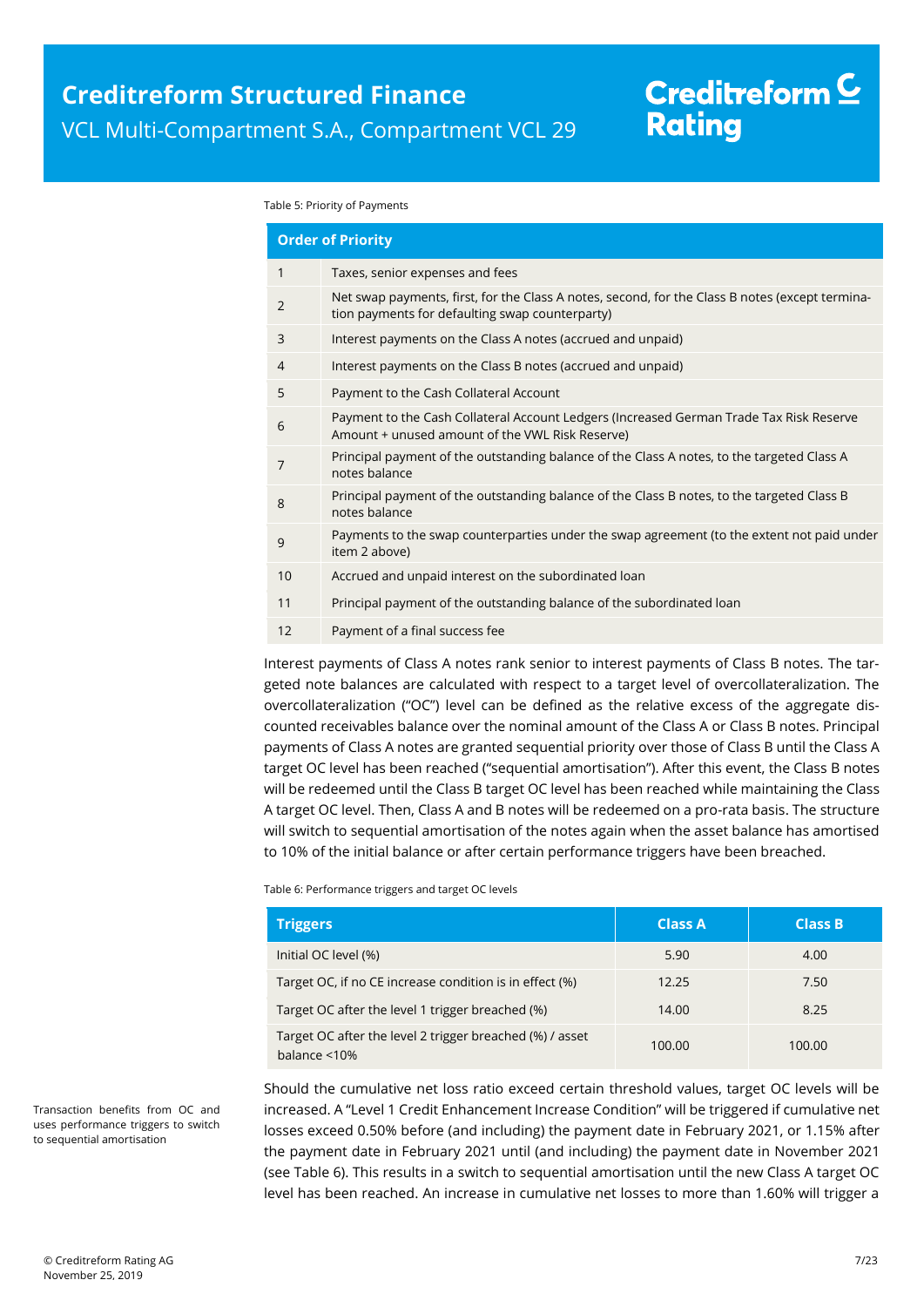Table 5: Priority of Payments

| Order of Priority | |
|---|---|
| 1 | Taxes, senior expenses and fees |
| 2 | Net swap payments, first, for the Class A notes, second, for the Class B notes (except termination payments for defaulting swap counterparty) |
| 3 | Interest payments on the Class A notes (accrued and unpaid) |
| 4 | Interest payments on the Class B notes (accrued and unpaid) |
| 5 | Payment to the Cash Collateral Account |
| 6 | Payment to the Cash Collateral Account Ledgers (Increased German Trade Tax Risk Reserve Amount + unused amount of the VWL Risk Reserve) |
| 7 | Principal payment of the outstanding balance of the Class A notes, to the targeted Class A notes balance |
| 8 | Principal payment of the outstanding balance of the Class B notes, to the targeted Class B notes balance |
| 9 | Payments to the swap counterparties under the swap agreement (to the extent not paid under item 2 above) |
| 10 | Accrued and unpaid interest on the subordinated loan |
| 11 | Principal payment of the outstanding balance of the subordinated loan |
| 12 | Payment of a final success fee |

Interest payments of Class A notes rank senior to interest payments of Class B notes. The targeted note balances are calculated with respect to a target level of overcollateralization. The overcollateralization ("OC") level can be defined as the relative excess of the aggregate discounted receivables balance over the nominal amount of the Class A or Class B notes. Principal payments of Class A notes are granted sequential priority over those of Class B until the Class A target OC level has been reached ("sequential amortisation"). After this event, the Class B notes will be redeemed until the Class B target OC level has been reached while maintaining the Class A target OC level. Then, Class A and B notes will be redeemed on a pro-rata basis. The structure will switch to sequential amortisation of the notes again when the asset balance has amortised to 10% of the initial balance or after certain performance triggers have been breached.

Table 6: Performance triggers and target OC levels

| Triggers | Class A | Class B |
|---|---|---|
| Initial OC level (%) | 5.90 | 4.00 |
| Target OC, if no CE increase condition is in effect (%) | 12.25 | 7.50 |
| Target OC after the level 1 trigger breached (%) | 14.00 | 8.25 |
| Target OC after the level 2 trigger breached (%) / asset balance <10% | 100.00 | 100.00 |

Transaction benefits from OC and uses performance triggers to switch to sequential amortisation

Should the cumulative net loss ratio exceed certain threshold values, target OC levels will be increased. A "Level 1 Credit Enhancement Increase Condition" will be triggered if cumulative net losses exceed 0.50% before (and including) the payment date in February 2021, or 1.15% after the payment date in February 2021 until (and including) the payment date in November 2021 (see Table 6). This results in a switch to sequential amortisation until the new Class A target OC level has been reached. An increase in cumulative net losses to more than 1.60% will trigger a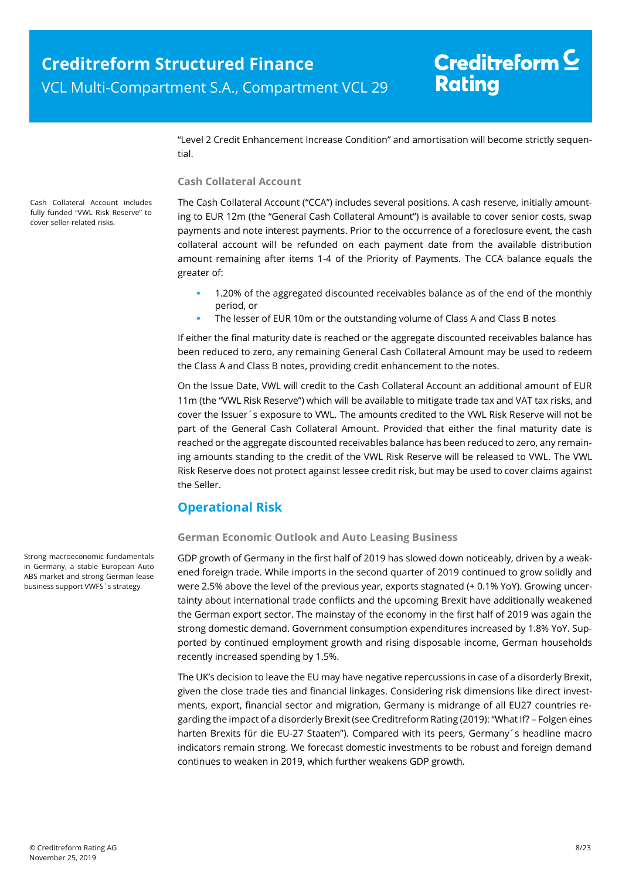"Level 2 Credit Enhancement Increase Condition" and amortisation will become strictly sequential.

### Cash Collateral Account

Cash Collateral Account includes fully funded "VWL Risk Reserve" to cover seller-related risks.

The Cash Collateral Account ("CCA") includes several positions. A cash reserve, initially amounting to EUR 12m (the "General Cash Collateral Amount") is available to cover senior costs, swap payments and note interest payments. Prior to the occurrence of a foreclosure event, the cash collateral account will be refunded on each payment date from the available distribution amount remaining after items 1-4 of the Priority of Payments. The CCA balance equals the greater of:

- 1.20% of the aggregated discounted receivables balance as of the end of the monthly period, or
- The lesser of EUR 10m or the outstanding volume of Class A and Class B notes

If either the final maturity date is reached or the aggregate discounted receivables balance has been reduced to zero, any remaining General Cash Collateral Amount may be used to redeem the Class A and Class B notes, providing credit enhancement to the notes.

On the Issue Date, VWL will credit to the Cash Collateral Account an additional amount of EUR 11m (the "VWL Risk Reserve") which will be available to mitigate trade tax and VAT tax risks, and cover the Issuer´s exposure to VWL. The amounts credited to the VWL Risk Reserve will not be part of the General Cash Collateral Amount. Provided that either the final maturity date is reached or the aggregate discounted receivables balance has been reduced to zero, any remaining amounts standing to the credit of the VWL Risk Reserve will be released to VWL. The VWL Risk Reserve does not protect against lessee credit risk, but may be used to cover claims against the Seller.

## Operational Risk

### German Economic Outlook and Auto Leasing Business

Strong macroeconomic fundamentals in Germany, a stable European Auto ABS market and strong German lease business support VWFS´s strategy

GDP growth of Germany in the first half of 2019 has slowed down noticeably, driven by a weakened foreign trade. While imports in the second quarter of 2019 continued to grow solidly and were 2.5% above the level of the previous year, exports stagnated (+ 0.1% YoY). Growing uncertainty about international trade conflicts and the upcoming Brexit have additionally weakened the German export sector. The mainstay of the economy in the first half of 2019 was again the strong domestic demand. Government consumption expenditures increased by 1.8% YoY. Supported by continued employment growth and rising disposable income, German households recently increased spending by 1.5%.

The UK's decision to leave the EU may have negative repercussions in case of a disorderly Brexit, given the close trade ties and financial linkages. Considering risk dimensions like direct investments, export, financial sector and migration, Germany is midrange of all EU27 countries regarding the impact of a disorderly Brexit (see Creditreform Rating (2019): "What If? – Folgen eines harten Brexits für die EU-27 Staaten"). Compared with its peers, Germany´s headline macro indicators remain strong. We forecast domestic investments to be robust and foreign demand continues to weaken in 2019, which further weakens GDP growth.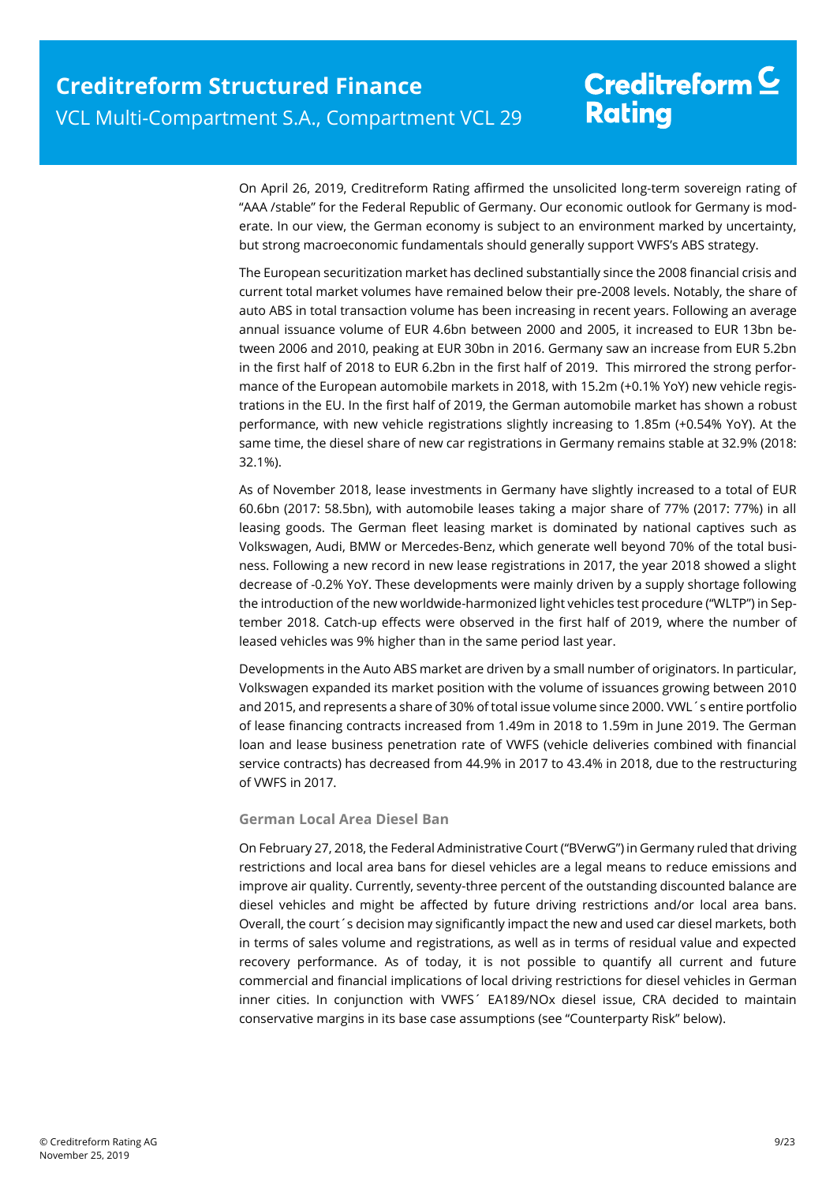On April 26, 2019, Creditreform Rating affirmed the unsolicited long-term sovereign rating of "AAA /stable" for the Federal Republic of Germany. Our economic outlook for Germany is moderate. In our view, the German economy is subject to an environment marked by uncertainty, but strong macroeconomic fundamentals should generally support VWFS's ABS strategy.

The European securitization market has declined substantially since the 2008 financial crisis and current total market volumes have remained below their pre-2008 levels. Notably, the share of auto ABS in total transaction volume has been increasing in recent years. Following an average annual issuance volume of EUR 4.6bn between 2000 and 2005, it increased to EUR 13bn between 2006 and 2010, peaking at EUR 30bn in 2016. Germany saw an increase from EUR 5.2bn in the first half of 2018 to EUR 6.2bn in the first half of 2019. This mirrored the strong performance of the European automobile markets in 2018, with 15.2m (+0.1% YoY) new vehicle registrations in the EU. In the first half of 2019, the German automobile market has shown a robust performance, with new vehicle registrations slightly increasing to 1.85m (+0.54% YoY). At the same time, the diesel share of new car registrations in Germany remains stable at 32.9% (2018: 32.1%).

As of November 2018, lease investments in Germany have slightly increased to a total of EUR 60.6bn (2017: 58.5bn), with automobile leases taking a major share of 77% (2017: 77%) in all leasing goods. The German fleet leasing market is dominated by national captives such as Volkswagen, Audi, BMW or Mercedes-Benz, which generate well beyond 70% of the total business. Following a new record in new lease registrations in 2017, the year 2018 showed a slight decrease of -0.2% YoY. These developments were mainly driven by a supply shortage following the introduction of the new worldwide-harmonized light vehicles test procedure ("WLTP") in September 2018. Catch-up effects were observed in the first half of 2019, where the number of leased vehicles was 9% higher than in the same period last year.

Developments in the Auto ABS market are driven by a small number of originators. In particular, Volkswagen expanded its market position with the volume of issuances growing between 2010 and 2015, and represents a share of 30% of total issue volume since 2000. VWL´s entire portfolio of lease financing contracts increased from 1.49m in 2018 to 1.59m in June 2019. The German loan and lease business penetration rate of VWFS (vehicle deliveries combined with financial service contracts) has decreased from 44.9% in 2017 to 43.4% in 2018, due to the restructuring of VWFS in 2017.

#### German Local Area Diesel Ban

On February 27, 2018, the Federal Administrative Court ("BVerwG") in Germany ruled that driving restrictions and local area bans for diesel vehicles are a legal means to reduce emissions and improve air quality. Currently, seventy-three percent of the outstanding discounted balance are diesel vehicles and might be affected by future driving restrictions and/or local area bans. Overall, the court´s decision may significantly impact the new and used car diesel markets, both in terms of sales volume and registrations, as well as in terms of residual value and expected recovery performance. As of today, it is not possible to quantify all current and future commercial and financial implications of local driving restrictions for diesel vehicles in German inner cities. In conjunction with VWFS´ EA189/NOx diesel issue, CRA decided to maintain conservative margins in its base case assumptions (see "Counterparty Risk" below).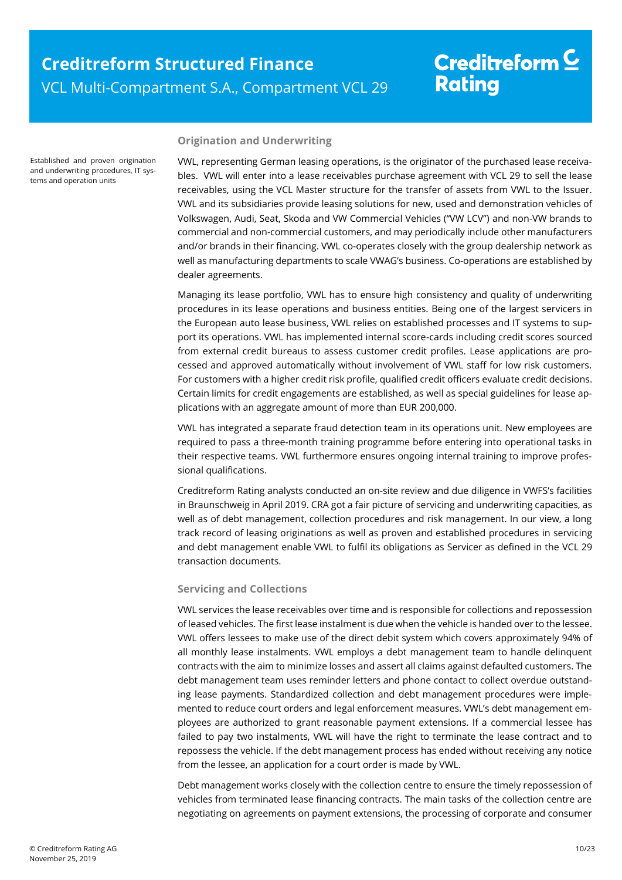## Origination and Underwriting

Established and proven origination and underwriting procedures, IT systems and operation units

VWL, representing German leasing operations, is the originator of the purchased lease receivables. VWL will enter into a lease receivables purchase agreement with VCL 29 to sell the lease receivables, using the VCL Master structure for the transfer of assets from VWL to the Issuer. VWL and its subsidiaries provide leasing solutions for new, used and demonstration vehicles of Volkswagen, Audi, Seat, Skoda and VW Commercial Vehicles ("VW LCV") and non-VW brands to commercial and non-commercial customers, and may periodically include other manufacturers and/or brands in their financing. VWL co-operates closely with the group dealership network as well as manufacturing departments to scale VWAG's business. Co-operations are established by dealer agreements.

Managing its lease portfolio, VWL has to ensure high consistency and quality of underwriting procedures in its lease operations and business entities. Being one of the largest servicers in the European auto lease business, VWL relies on established processes and IT systems to support its operations. VWL has implemented internal score-cards including credit scores sourced from external credit bureaus to assess customer credit profiles. Lease applications are processed and approved automatically without involvement of VWL staff for low risk customers. For customers with a higher credit risk profile, qualified credit officers evaluate credit decisions. Certain limits for credit engagements are established, as well as special guidelines for lease applications with an aggregate amount of more than EUR 200,000.

VWL has integrated a separate fraud detection team in its operations unit. New employees are required to pass a three-month training programme before entering into operational tasks in their respective teams. VWL furthermore ensures ongoing internal training to improve professional qualifications.

Creditreform Rating analysts conducted an on-site review and due diligence in VWFS's facilities in Braunschweig in April 2019. CRA got a fair picture of servicing and underwriting capacities, as well as of debt management, collection procedures and risk management. In our view, a long track record of leasing originations as well as proven and established procedures in servicing and debt management enable VWL to fulfil its obligations as Servicer as defined in the VCL 29 transaction documents.

## Servicing and Collections

VWL services the lease receivables over time and is responsible for collections and repossession of leased vehicles. The first lease instalment is due when the vehicle is handed over to the lessee. VWL offers lessees to make use of the direct debit system which covers approximately 94% of all monthly lease instalments. VWL employs a debt management team to handle delinquent contracts with the aim to minimize losses and assert all claims against defaulted customers. The debt management team uses reminder letters and phone contact to collect overdue outstanding lease payments. Standardized collection and debt management procedures were implemented to reduce court orders and legal enforcement measures. VWL's debt management employees are authorized to grant reasonable payment extensions. If a commercial lessee has failed to pay two instalments, VWL will have the right to terminate the lease contract and to repossess the vehicle. If the debt management process has ended without receiving any notice from the lessee, an application for a court order is made by VWL.

Debt management works closely with the collection centre to ensure the timely repossession of vehicles from terminated lease financing contracts. The main tasks of the collection centre are negotiating on agreements on payment extensions, the processing of corporate and consumer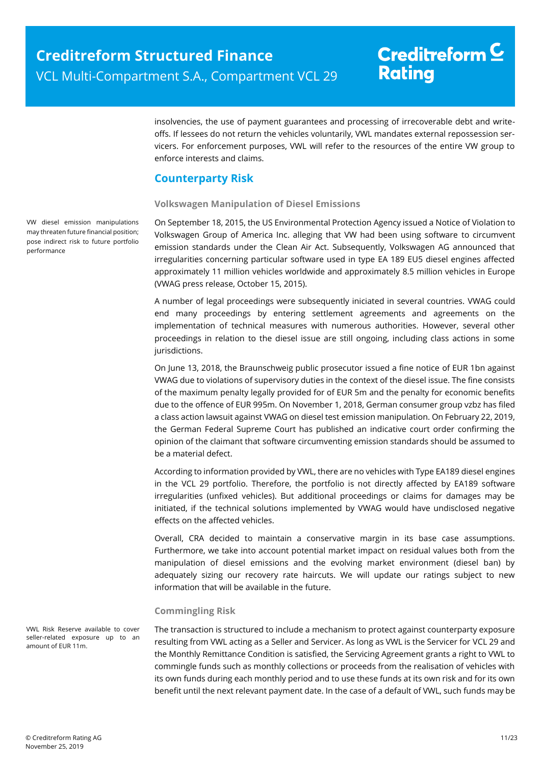insolvencies, the use of payment guarantees and processing of irrecoverable debt and write-offs. If lessees do not return the vehicles voluntarily, VWL mandates external repossession servicers. For enforcement purposes, VWL will refer to the resources of the entire VW group to enforce interests and claims.

## Counterparty Risk

### Volkswagen Manipulation of Diesel Emissions

VW diesel emission manipulations may threaten future financial position; pose indirect risk to future portfolio performance

On September 18, 2015, the US Environmental Protection Agency issued a Notice of Violation to Volkswagen Group of America Inc. alleging that VW had been using software to circumvent emission standards under the Clean Air Act. Subsequently, Volkswagen AG announced that irregularities concerning particular software used in type EA 189 EU5 diesel engines affected approximately 11 million vehicles worldwide and approximately 8.5 million vehicles in Europe (VWAG press release, October 15, 2015).

A number of legal proceedings were subsequently iniciated in several countries. VWAG could end many proceedings by entering settlement agreements and agreements on the implementation of technical measures with numerous authorities. However, several other proceedings in relation to the diesel issue are still ongoing, including class actions in some jurisdictions.

On June 13, 2018, the Braunschweig public prosecutor issued a fine notice of EUR 1bn against VWAG due to violations of supervisory duties in the context of the diesel issue. The fine consists of the maximum penalty legally provided for of EUR 5m and the penalty for economic benefits due to the offence of EUR 995m. On November 1, 2018, German consumer group vzbz has filed a class action lawsuit against VWAG on diesel test emission manipulation. On February 22, 2019, the German Federal Supreme Court has published an indicative court order confirming the opinion of the claimant that software circumventing emission standards should be assumed to be a material defect.

According to information provided by VWL, there are no vehicles with Type EA189 diesel engines in the VCL 29 portfolio. Therefore, the portfolio is not directly affected by EA189 software irregularities (unfixed vehicles). But additional proceedings or claims for damages may be initiated, if the technical solutions implemented by VWAG would have undisclosed negative effects on the affected vehicles.

Overall, CRA decided to maintain a conservative margin in its base case assumptions. Furthermore, we take into account potential market impact on residual values both from the manipulation of diesel emissions and the evolving market environment (diesel ban) by adequately sizing our recovery rate haircuts. We will update our ratings subject to new information that will be available in the future.

### Commingling Risk

VWL Risk Reserve available to cover seller-related exposure up to an amount of EUR 11m.

The transaction is structured to include a mechanism to protect against counterparty exposure resulting from VWL acting as a Seller and Servicer. As long as VWL is the Servicer for VCL 29 and the Monthly Remittance Condition is satisfied, the Servicing Agreement grants a right to VWL to commingle funds such as monthly collections or proceeds from the realisation of vehicles with its own funds during each monthly period and to use these funds at its own risk and for its own benefit until the next relevant payment date. In the case of a default of VWL, such funds may be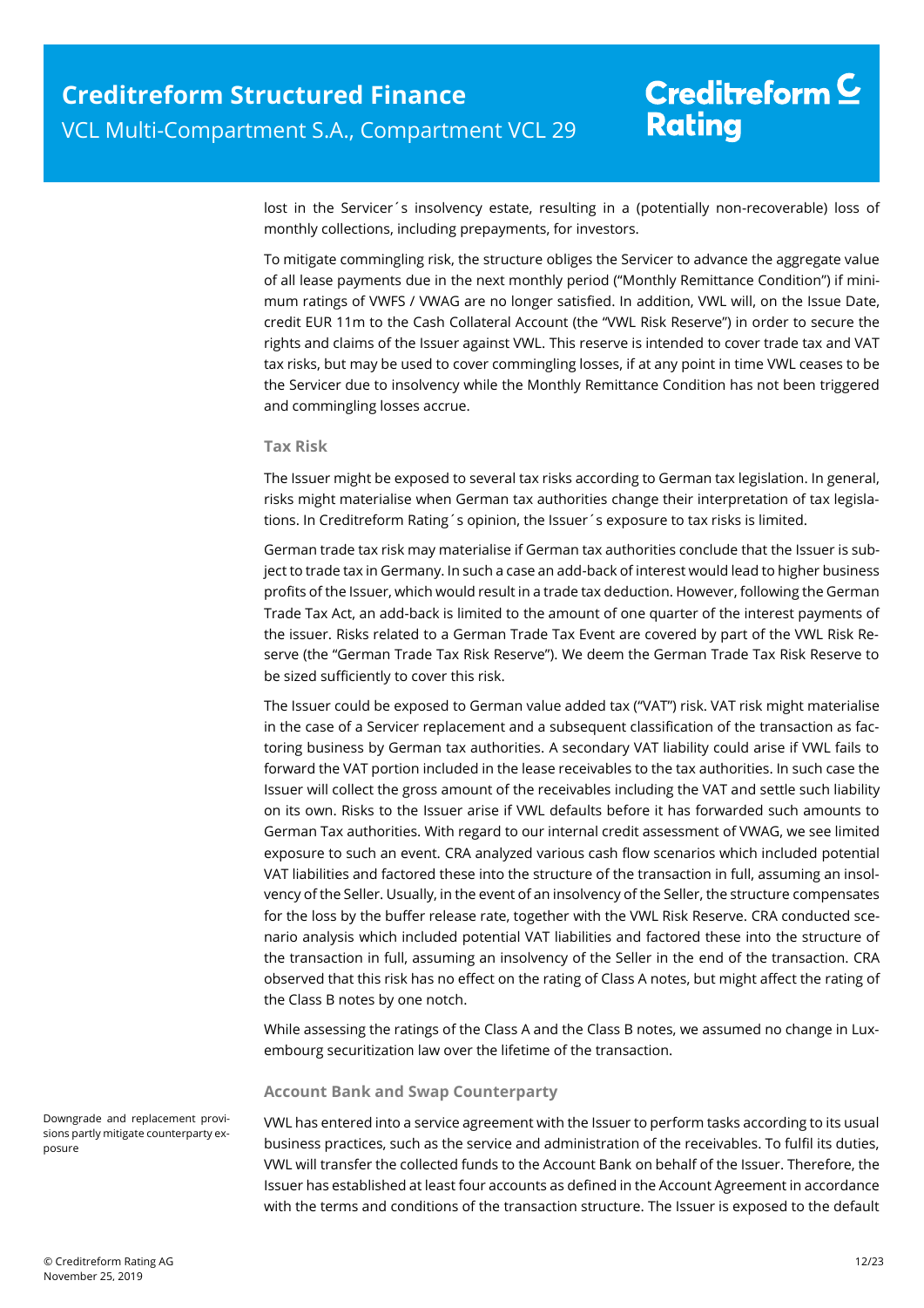lost in the Servicer´s insolvency estate, resulting in a (potentially non-recoverable) loss of monthly collections, including prepayments, for investors.

To mitigate commingling risk, the structure obliges the Servicer to advance the aggregate value of all lease payments due in the next monthly period ("Monthly Remittance Condition") if minimum ratings of VWFS / VWAG are no longer satisfied. In addition, VWL will, on the Issue Date, credit EUR 11m to the Cash Collateral Account (the "VWL Risk Reserve") in order to secure the rights and claims of the Issuer against VWL. This reserve is intended to cover trade tax and VAT tax risks, but may be used to cover commingling losses, if at any point in time VWL ceases to be the Servicer due to insolvency while the Monthly Remittance Condition has not been triggered and commingling losses accrue.

### Tax Risk

The Issuer might be exposed to several tax risks according to German tax legislation. In general, risks might materialise when German tax authorities change their interpretation of tax legislations. In Creditreform Rating´s opinion, the Issuer´s exposure to tax risks is limited.

German trade tax risk may materialise if German tax authorities conclude that the Issuer is subject to trade tax in Germany. In such a case an add-back of interest would lead to higher business profits of the Issuer, which would result in a trade tax deduction. However, following the German Trade Tax Act, an add-back is limited to the amount of one quarter of the interest payments of the issuer. Risks related to a German Trade Tax Event are covered by part of the VWL Risk Reserve (the "German Trade Tax Risk Reserve"). We deem the German Trade Tax Risk Reserve to be sized sufficiently to cover this risk.

The Issuer could be exposed to German value added tax ("VAT") risk. VAT risk might materialise in the case of a Servicer replacement and a subsequent classification of the transaction as factoring business by German tax authorities. A secondary VAT liability could arise if VWL fails to forward the VAT portion included in the lease receivables to the tax authorities. In such case the Issuer will collect the gross amount of the receivables including the VAT and settle such liability on its own. Risks to the Issuer arise if VWL defaults before it has forwarded such amounts to German Tax authorities. With regard to our internal credit assessment of VWAG, we see limited exposure to such an event. CRA analyzed various cash flow scenarios which included potential VAT liabilities and factored these into the structure of the transaction in full, assuming an insolvency of the Seller. Usually, in the event of an insolvency of the Seller, the structure compensates for the loss by the buffer release rate, together with the VWL Risk Reserve. CRA conducted scenario analysis which included potential VAT liabilities and factored these into the structure of the transaction in full, assuming an insolvency of the Seller in the end of the transaction. CRA observed that this risk has no effect on the rating of Class A notes, but might affect the rating of the Class B notes by one notch.

While assessing the ratings of the Class A and the Class B notes, we assumed no change in Luxembourg securitization law over the lifetime of the transaction.

### Account Bank and Swap Counterparty

Downgrade and replacement provisions partly mitigate counterparty exposure

VWL has entered into a service agreement with the Issuer to perform tasks according to its usual business practices, such as the service and administration of the receivables. To fulfil its duties, VWL will transfer the collected funds to the Account Bank on behalf of the Issuer. Therefore, the Issuer has established at least four accounts as defined in the Account Agreement in accordance with the terms and conditions of the transaction structure. The Issuer is exposed to the default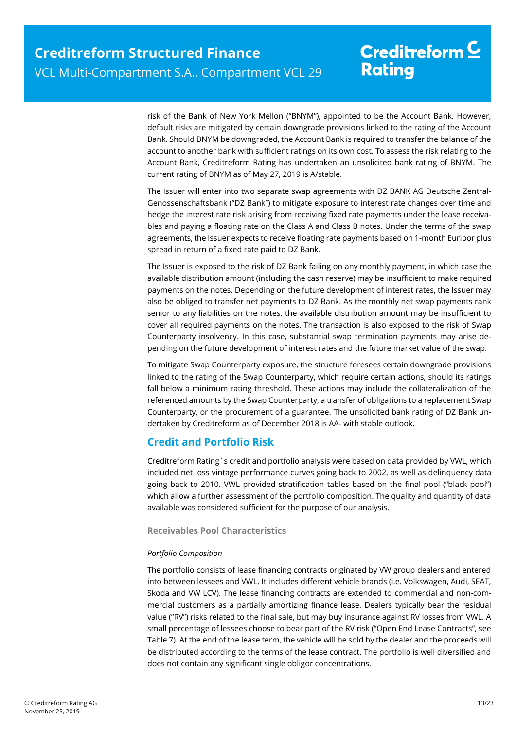risk of the Bank of New York Mellon ("BNYM"), appointed to be the Account Bank. However, default risks are mitigated by certain downgrade provisions linked to the rating of the Account Bank. Should BNYM be downgraded, the Account Bank is required to transfer the balance of the account to another bank with sufficient ratings on its own cost. To assess the risk relating to the Account Bank, Creditreform Rating has undertaken an unsolicited bank rating of BNYM. The current rating of BNYM as of May 27, 2019 is A/stable.

The Issuer will enter into two separate swap agreements with DZ BANK AG Deutsche Zentral-Genossenschaftsbank ("DZ Bank") to mitigate exposure to interest rate changes over time and hedge the interest rate risk arising from receiving fixed rate payments under the lease receivables and paying a floating rate on the Class A and Class B notes. Under the terms of the swap agreements, the Issuer expects to receive floating rate payments based on 1-month Euribor plus spread in return of a fixed rate paid to DZ Bank.

The Issuer is exposed to the risk of DZ Bank failing on any monthly payment, in which case the available distribution amount (including the cash reserve) may be insufficient to make required payments on the notes. Depending on the future development of interest rates, the Issuer may also be obliged to transfer net payments to DZ Bank. As the monthly net swap payments rank senior to any liabilities on the notes, the available distribution amount may be insufficient to cover all required payments on the notes. The transaction is also exposed to the risk of Swap Counterparty insolvency. In this case, substantial swap termination payments may arise depending on the future development of interest rates and the future market value of the swap.

To mitigate Swap Counterparty exposure, the structure foresees certain downgrade provisions linked to the rating of the Swap Counterparty, which require certain actions, should its ratings fall below a minimum rating threshold. These actions may include the collateralization of the referenced amounts by the Swap Counterparty, a transfer of obligations to a replacement Swap Counterparty, or the procurement of a guarantee. The unsolicited bank rating of DZ Bank undertaken by Creditreform as of December 2018 is AA- with stable outlook.

## Credit and Portfolio Risk

Creditreform Rating´s credit and portfolio analysis were based on data provided by VWL, which included net loss vintage performance curves going back to 2002, as well as delinquency data going back to 2010. VWL provided stratification tables based on the final pool ("black pool") which allow a further assessment of the portfolio composition. The quality and quantity of data available was considered sufficient for the purpose of our analysis.

### Receivables Pool Characteristics

*Portfolio Composition*

The portfolio consists of lease financing contracts originated by VW group dealers and entered into between lessees and VWL. It includes different vehicle brands (i.e. Volkswagen, Audi, SEAT, Skoda and VW LCV). The lease financing contracts are extended to commercial and non-commercial customers as a partially amortizing finance lease. Dealers typically bear the residual value ("RV") risks related to the final sale, but may buy insurance against RV losses from VWL. A small percentage of lessees choose to bear part of the RV risk ("Open End Lease Contracts", see Table 7). At the end of the lease term, the vehicle will be sold by the dealer and the proceeds will be distributed according to the terms of the lease contract. The portfolio is well diversified and does not contain any significant single obligor concentrations.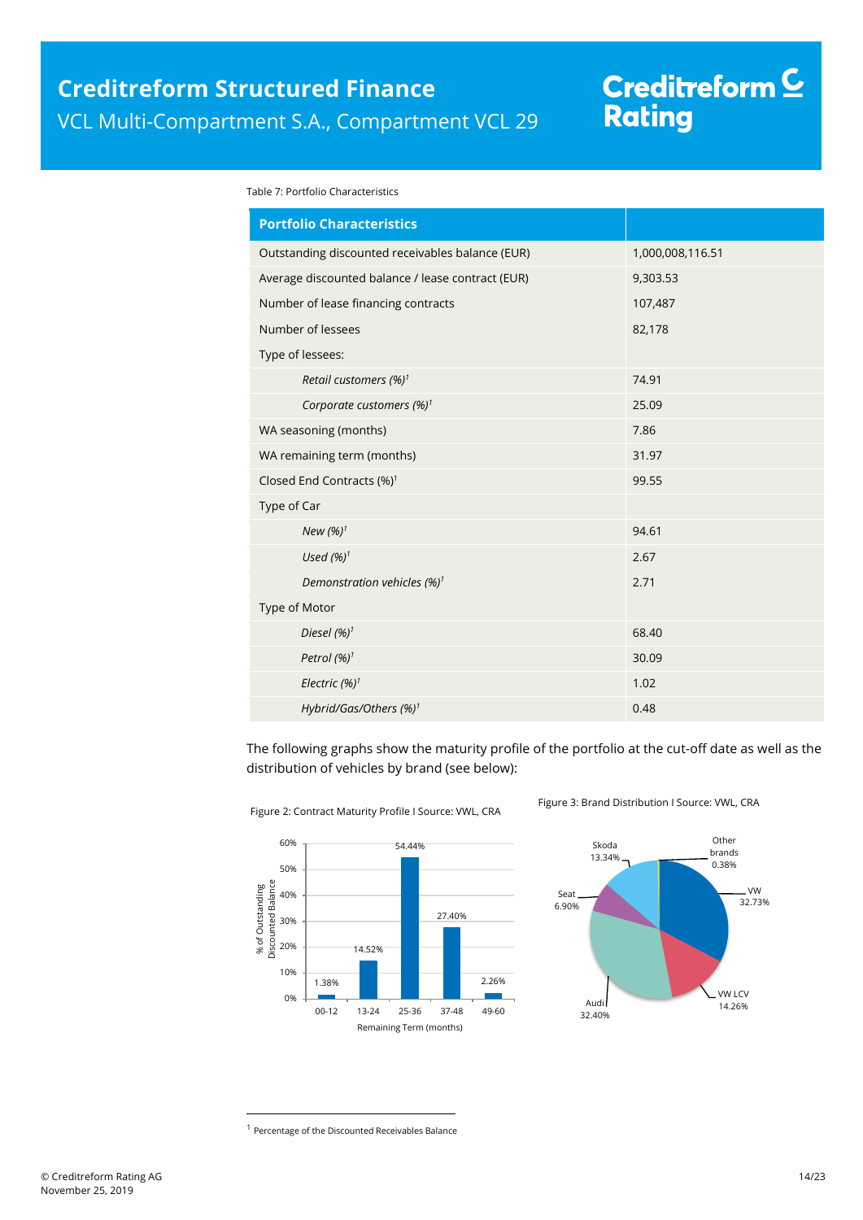Table 7: Portfolio Characteristics

| Portfolio Characteristics | |
|---|---|
| Outstanding discounted receivables balance (EUR) | 1,000,008,116.51 |
| Average discounted balance / lease contract (EUR) | 9,303.53 |
| Number of lease financing contracts | 107,487 |
| Number of lessees | 82,178 |
| Type of lessees: | |
| *Retail customers (%)*[1] | 74.91 |
| *Corporate customers (%)*[1] | 25.09 |
| WA seasoning (months) | 7.86 |
| WA remaining term (months) | 31.97 |
| Closed End Contracts (%)[1] | 99.55 |
| Type of Car | |
| *New (%)*[1] | 94.61 |
| *Used (%)*[1] | 2.67 |
| *Demonstration vehicles (%)*[1] | 2.71 |
| Type of Motor | |
| *Diesel (%)*[1] | 68.40 |
| *Petrol (%)*[1] | 30.09 |
| *Electric (%)*[1] | 1.02 |
| *Hybrid/Gas/Others (%)*[1] | 0.48 |

The following graphs show the maturity profile of the portfolio at the cut-off date as well as the distribution of vehicles by brand (see below):

Figure 2: Contract Maturity Profile I Source: VWL, CRA

| Remaining Term (months) | % of Outstanding Discounted Balance |
|---|---|
| 00-12 | 1.38% |
| 13-24 | 14.52% |
| 25-36 | 54.44% |
| 37-48 | 27.40% |
| 49-60 | 2.26% |

Figure 3: Brand Distribution I Source: VWL, CRA

| Brand | Share |
|---|---|
| VW | 32.73% |
| VW LCV | 14.26% |
| Audi | 32.40% |
| Seat | 6.90% |
| Skoda | 13.34% |
| Other brands | 0.38% |

---

[1] Percentage of the Discounted Receivables Balance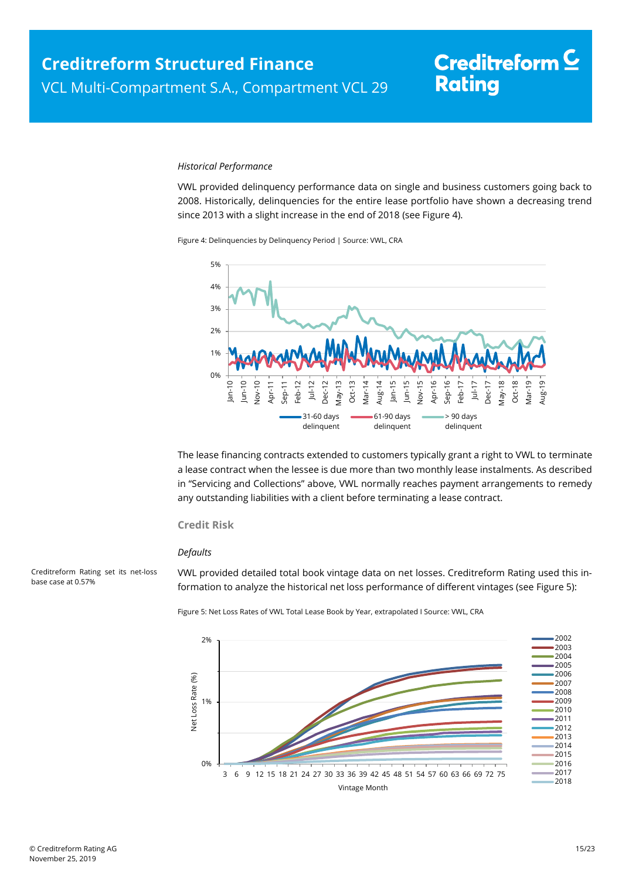*Historical Performance*

VWL provided delinquency performance data on single and business customers going back to 2008. Historically, delinquencies for the entire lease portfolio have shown a decreasing trend since 2013 with a slight increase in the end of 2018 (see Figure 4).

Figure 4: Delinquencies by Delinquency Period | Source: VWL, CRA

The lease financing contracts extended to customers typically grant a right to VWL to terminate a lease contract when the lessee is due more than two monthly lease instalments. As described in "Servicing and Collections" above, VWL normally reaches payment arrangements to remedy any outstanding liabilities with a client before terminating a lease contract.

## Credit Risk

*Defaults*

Creditreform Rating set its net-loss base case at 0.57%

VWL provided detailed total book vintage data on net losses. Creditreform Rating used this information to analyze the historical net loss performance of different vintages (see Figure 5):

Figure 5: Net Loss Rates of VWL Total Lease Book by Year, extrapolated I Source: VWL, CRA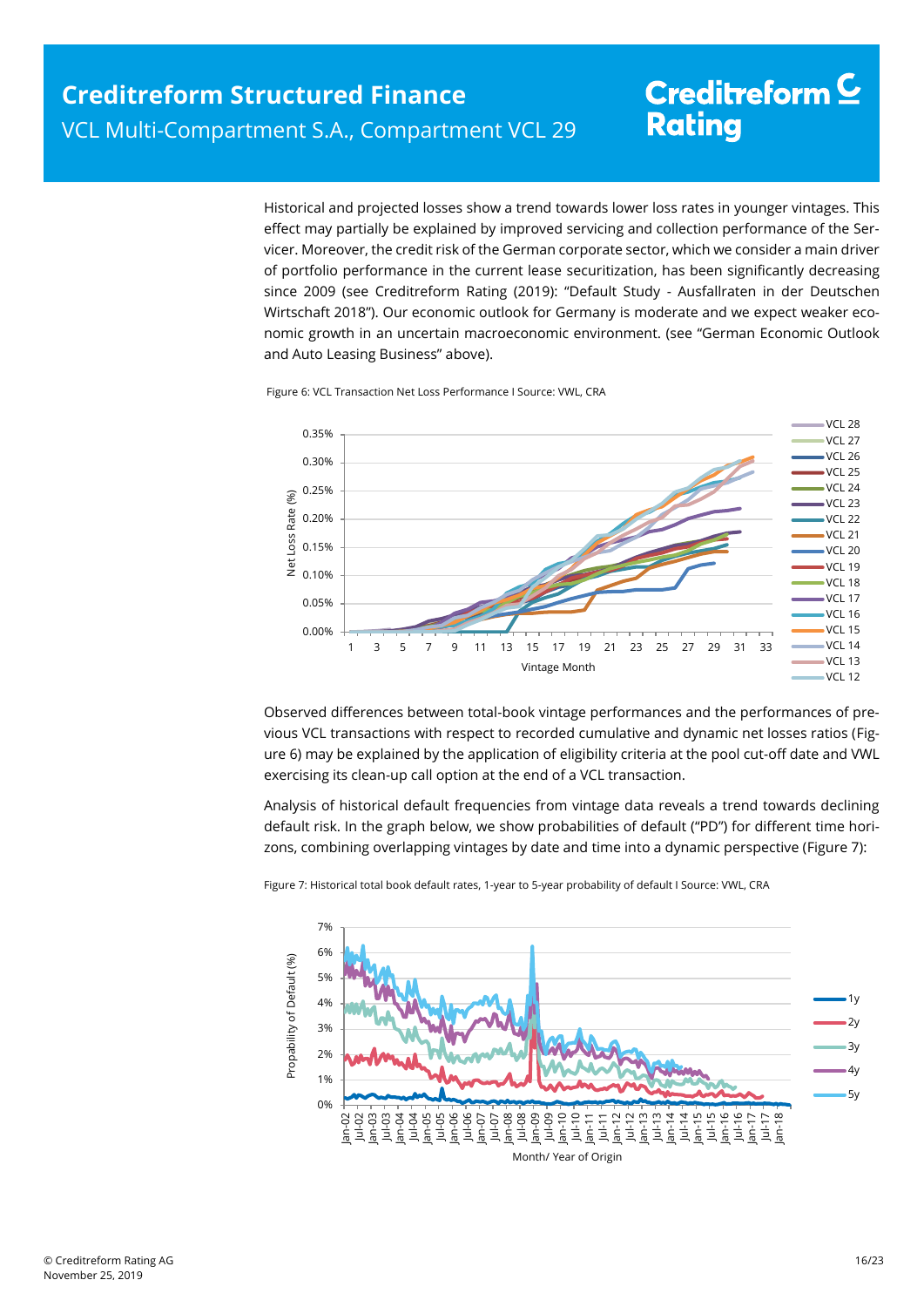Historical and projected losses show a trend towards lower loss rates in younger vintages. This effect may partially be explained by improved servicing and collection performance of the Servicer. Moreover, the credit risk of the German corporate sector, which we consider a main driver of portfolio performance in the current lease securitization, has been significantly decreasing since 2009 (see Creditreform Rating (2019): "Default Study - Ausfallraten in der Deutschen Wirtschaft 2018"). Our economic outlook for Germany is moderate and we expect weaker economic growth in an uncertain macroeconomic environment. (see "German Economic Outlook and Auto Leasing Business" above).

Figure 6: VCL Transaction Net Loss Performance I Source: VWL, CRA

Observed differences between total-book vintage performances and the performances of previous VCL transactions with respect to recorded cumulative and dynamic net losses ratios (Figure 6) may be explained by the application of eligibility criteria at the pool cut-off date and VWL exercising its clean-up call option at the end of a VCL transaction.

Analysis of historical default frequencies from vintage data reveals a trend towards declining default risk. In the graph below, we show probabilities of default ("PD") for different time horizons, combining overlapping vintages by date and time into a dynamic perspective (Figure 7):

Figure 7: Historical total book default rates, 1-year to 5-year probability of default I Source: VWL, CRA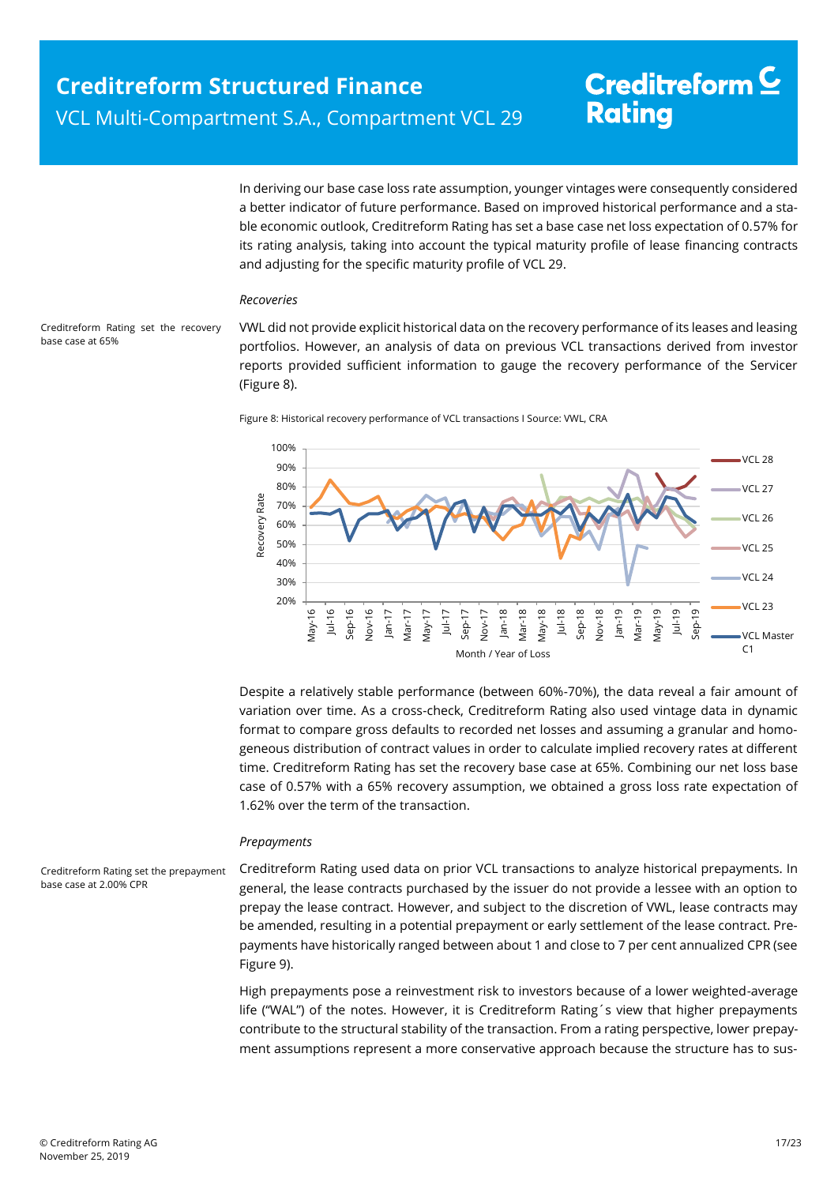In deriving our base case loss rate assumption, younger vintages were consequently considered a better indicator of future performance. Based on improved historical performance and a stable economic outlook, Creditreform Rating has set a base case net loss expectation of 0.57% for its rating analysis, taking into account the typical maturity profile of lease financing contracts and adjusting for the specific maturity profile of VCL 29.

*Recoveries*

Creditreform Rating set the recovery base case at 65%

VWL did not provide explicit historical data on the recovery performance of its leases and leasing portfolios. However, an analysis of data on previous VCL transactions derived from investor reports provided sufficient information to gauge the recovery performance of the Servicer (Figure 8).

Figure 8: Historical recovery performance of VCL transactions I Source: VWL, CRA

Despite a relatively stable performance (between 60%-70%), the data reveal a fair amount of variation over time. As a cross-check, Creditreform Rating also used vintage data in dynamic format to compare gross defaults to recorded net losses and assuming a granular and homogeneous distribution of contract values in order to calculate implied recovery rates at different time. Creditreform Rating has set the recovery base case at 65%. Combining our net loss base case of 0.57% with a 65% recovery assumption, we obtained a gross loss rate expectation of 1.62% over the term of the transaction.

*Prepayments*

Creditreform Rating set the prepayment base case at 2.00% CPR

Creditreform Rating used data on prior VCL transactions to analyze historical prepayments. In general, the lease contracts purchased by the issuer do not provide a lessee with an option to prepay the lease contract. However, and subject to the discretion of VWL, lease contracts may be amended, resulting in a potential prepayment or early settlement of the lease contract. Prepayments have historically ranged between about 1 and close to 7 per cent annualized CPR (see Figure 9).

High prepayments pose a reinvestment risk to investors because of a lower weighted-average life ("WAL") of the notes. However, it is Creditreform Rating´s view that higher prepayments contribute to the structural stability of the transaction. From a rating perspective, lower prepayment assumptions represent a more conservative approach because the structure has to sus-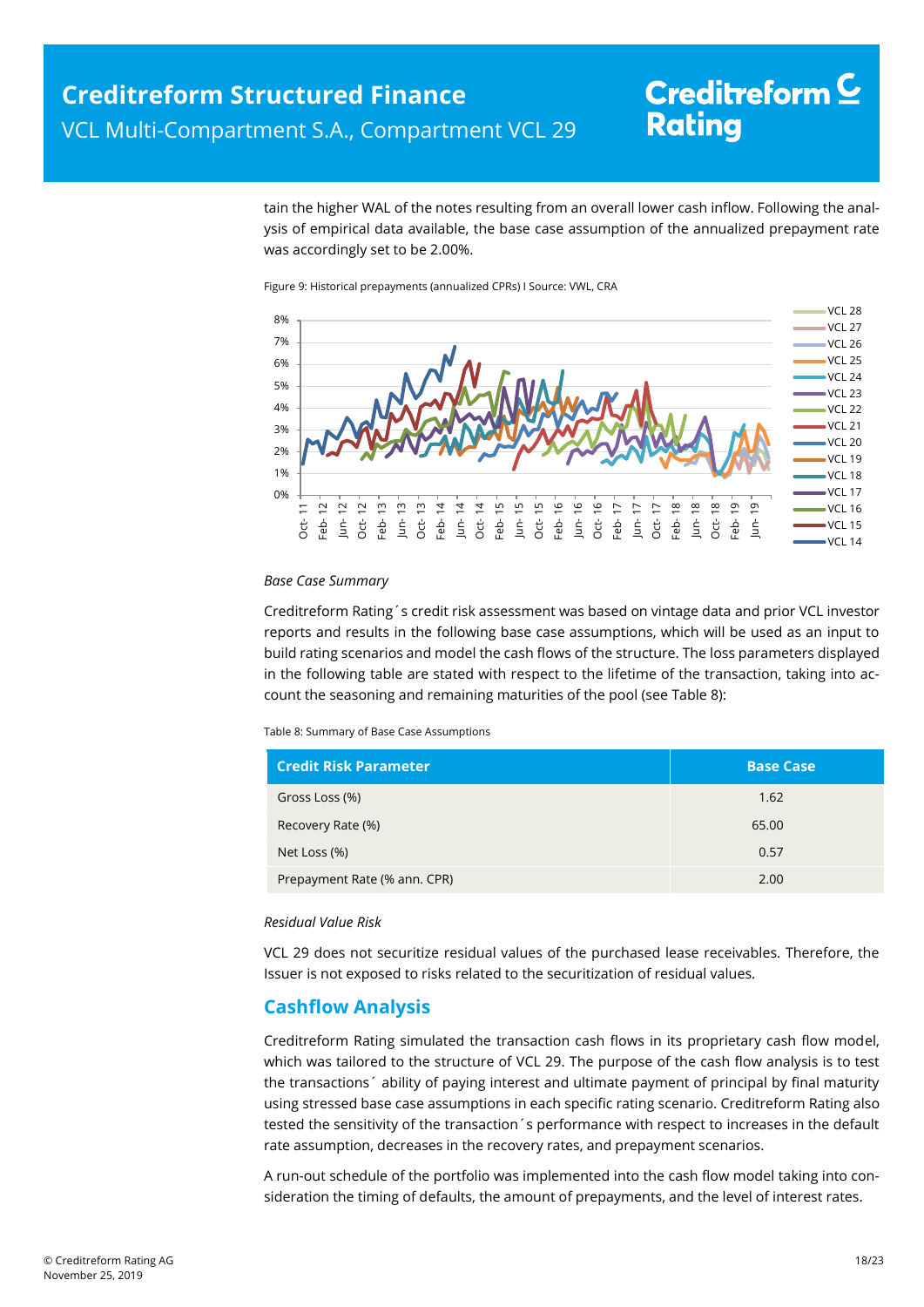tain the higher WAL of the notes resulting from an overall lower cash inflow. Following the analysis of empirical data available, the base case assumption of the annualized prepayment rate was accordingly set to be 2.00%.

Figure 9: Historical prepayments (annualized CPRs) I Source: VWL, CRA

*Base Case Summary*

Creditreform Rating´s credit risk assessment was based on vintage data and prior VCL investor reports and results in the following base case assumptions, which will be used as an input to build rating scenarios and model the cash flows of the structure. The loss parameters displayed in the following table are stated with respect to the lifetime of the transaction, taking into account the seasoning and remaining maturities of the pool (see Table 8):

Table 8: Summary of Base Case Assumptions

| Credit Risk Parameter | Base Case |
|---|---|
| Gross Loss (%) | 1.62 |
| Recovery Rate (%) | 65.00 |
| Net Loss (%) | 0.57 |
| Prepayment Rate (% ann. CPR) | 2.00 |

*Residual Value Risk*

VCL 29 does not securitize residual values of the purchased lease receivables. Therefore, the Issuer is not exposed to risks related to the securitization of residual values.

## Cashflow Analysis

Creditreform Rating simulated the transaction cash flows in its proprietary cash flow model, which was tailored to the structure of VCL 29. The purpose of the cash flow analysis is to test the transactions´ ability of paying interest and ultimate payment of principal by final maturity using stressed base case assumptions in each specific rating scenario. Creditreform Rating also tested the sensitivity of the transaction´s performance with respect to increases in the default rate assumption, decreases in the recovery rates, and prepayment scenarios.

A run-out schedule of the portfolio was implemented into the cash flow model taking into consideration the timing of defaults, the amount of prepayments, and the level of interest rates.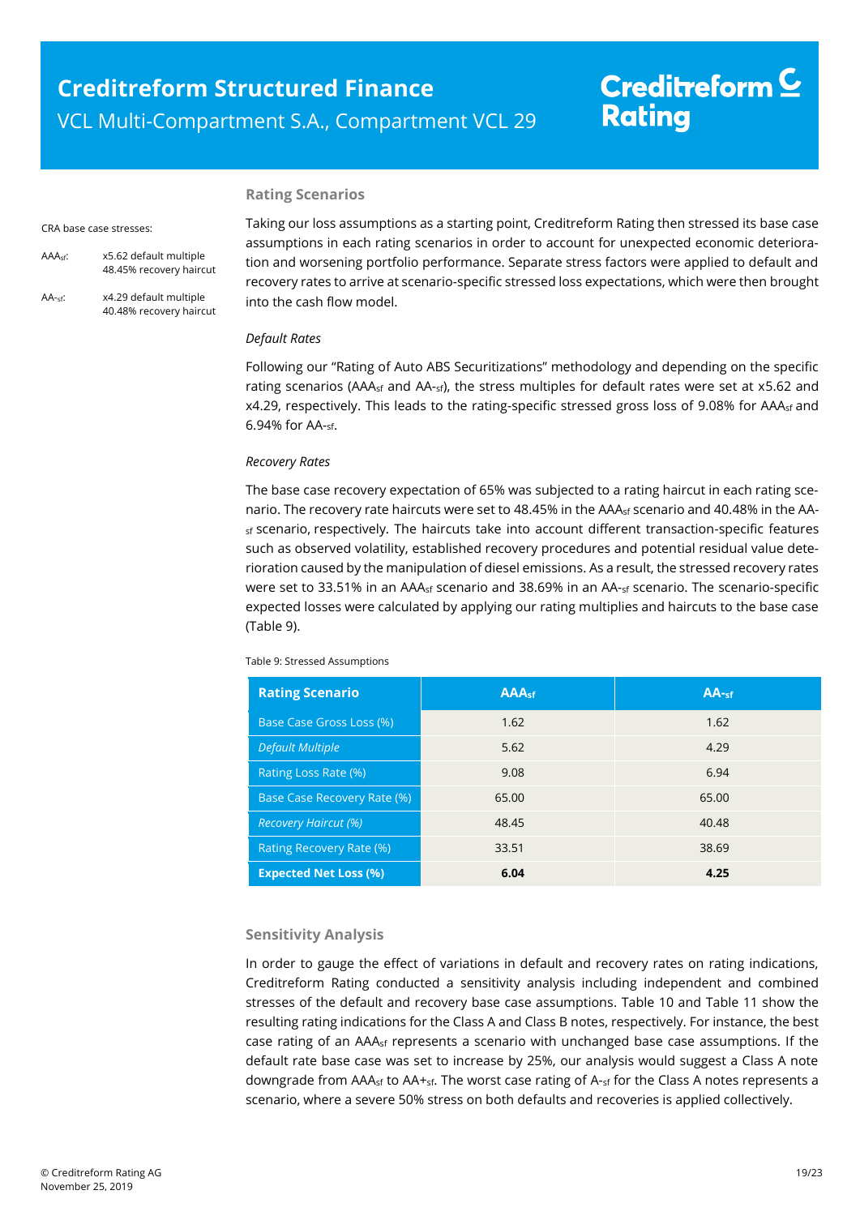## Rating Scenarios

CRA base case stresses:

$AAA_{sf}$: x5.62 default multiple, 48.45% recovery haircut

$AA\text{-}_{sf}$: x4.29 default multiple, 40.48% recovery haircut

Taking our loss assumptions as a starting point, Creditreform Rating then stressed its base case assumptions in each rating scenarios in order to account for unexpected economic deterioration and worsening portfolio performance. Separate stress factors were applied to default and recovery rates to arrive at scenario-specific stressed loss expectations, which were then brought into the cash flow model.

*Default Rates*

Following our "Rating of Auto ABS Securitizations" methodology and depending on the specific rating scenarios ($AAA_{sf}$ and $AA\text{-}_{sf}$), the stress multiples for default rates were set at x5.62 and x4.29, respectively. This leads to the rating-specific stressed gross loss of 9.08% for $AAA_{sf}$ and 6.94% for $AA\text{-}_{sf}$.

*Recovery Rates*

The base case recovery expectation of 65% was subjected to a rating haircut in each rating scenario. The recovery rate haircuts were set to 48.45% in the $AAA_{sf}$ scenario and 40.48% in the $AA\text{-}_{sf}$ scenario, respectively. The haircuts take into account different transaction-specific features such as observed volatility, established recovery procedures and potential residual value deterioration caused by the manipulation of diesel emissions. As a result, the stressed recovery rates were set to 33.51% in an $AAA_{sf}$ scenario and 38.69% in an $AA\text{-}_{sf}$ scenario. The scenario-specific expected losses were calculated by applying our rating multiples and haircuts to the base case (Table 9).

Table 9: Stressed Assumptions

| Rating Scenario | $AAA_{sf}$ | $AA\text{-}_{sf}$ |
|---|---|---|
| Base Case Gross Loss (%) | 1.62 | 1.62 |
| *Default Multiple* | 5.62 | 4.29 |
| Rating Loss Rate (%) | 9.08 | 6.94 |
| Base Case Recovery Rate (%) | 65.00 | 65.00 |
| *Recovery Haircut (%)* | 48.45 | 40.48 |
| Rating Recovery Rate (%) | 33.51 | 38.69 |
| **Expected Net Loss (%)** | **6.04** | **4.25** |

## Sensitivity Analysis

In order to gauge the effect of variations in default and recovery rates on rating indications, Creditreform Rating conducted a sensitivity analysis including independent and combined stresses of the default and recovery base case assumptions. Table 10 and Table 11 show the resulting rating indications for the Class A and Class B notes, respectively. For instance, the best case rating of an $AAA_{sf}$ represents a scenario with unchanged base case assumptions. If the default rate base case was set to increase by 25%, our analysis would suggest a Class A note downgrade from $AAA_{sf}$ to $AA+_{sf}$. The worst case rating of $A\text{-}_{sf}$ for the Class A notes represents a scenario, where a severe 50% stress on both defaults and recoveries is applied collectively.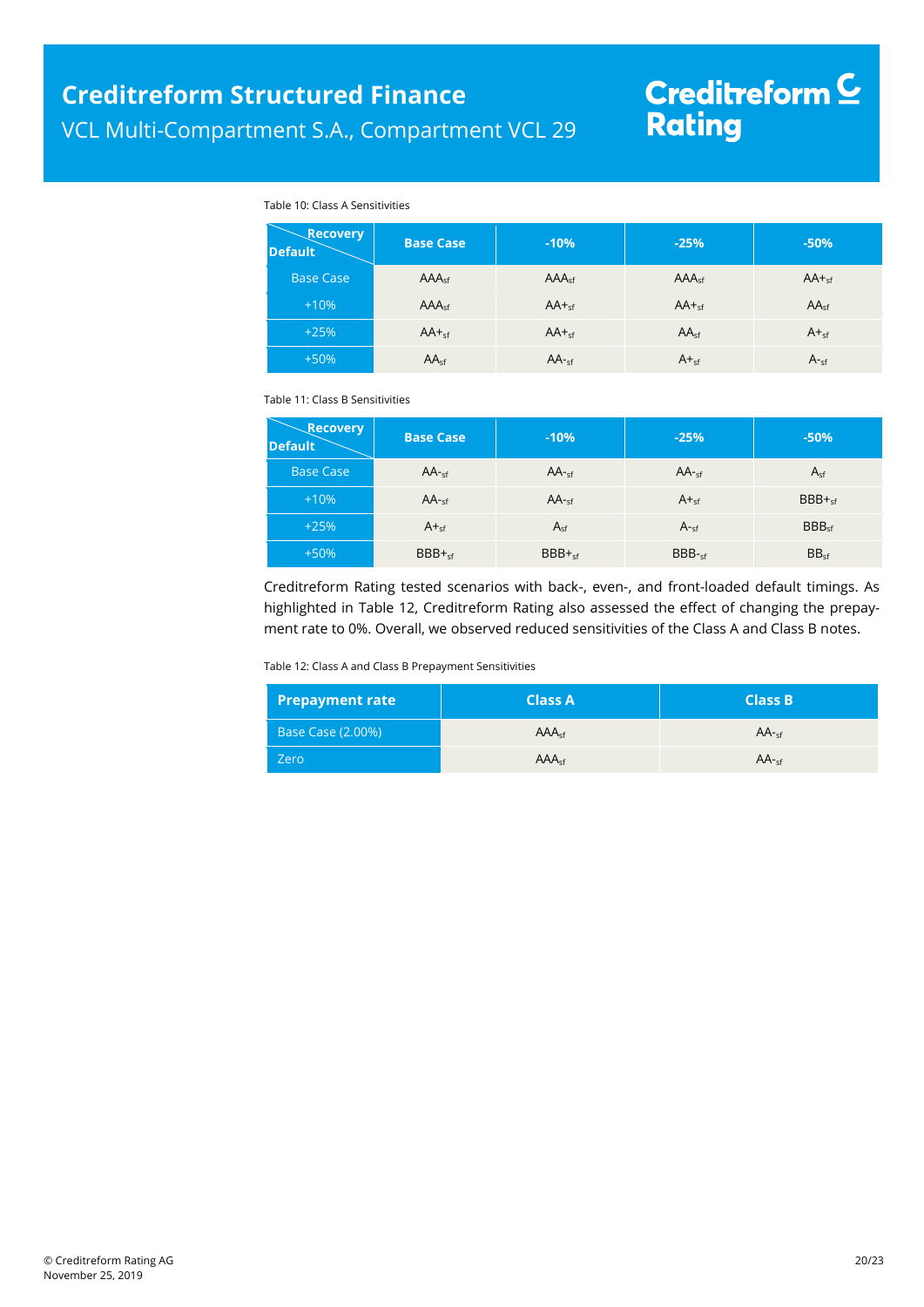Table 10: Class A Sensitivities

| Default \ Recovery | Base Case | -10% | -25% | -50% |
|---|---|---|---|---|
| Base Case | $AAA_{sf}$ | $AAA_{sf}$ | $AAA_{sf}$ | $AA+_{sf}$ |
| +10% | $AAA_{sf}$ | $AA+_{sf}$ | $AA+_{sf}$ | $AA_{sf}$ |
| +25% | $AA+_{sf}$ | $AA+_{sf}$ | $AA_{sf}$ | $A+_{sf}$ |
| +50% | $AA_{sf}$ | $AA-_{sf}$ | $A+_{sf}$ | $A-_{sf}$ |

Table 11: Class B Sensitivities

| Default \ Recovery | Base Case | -10% | -25% | -50% |
|---|---|---|---|---|
| Base Case | $AA-_{sf}$ | $AA-_{sf}$ | $AA-_{sf}$ | $A_{sf}$ |
| +10% | $AA-_{sf}$ | $AA-_{sf}$ | $A+_{sf}$ | $BBB+_{sf}$ |
| +25% | $A+_{sf}$ | $A_{sf}$ | $A-_{sf}$ | $BBB_{sf}$ |
| +50% | $BBB+_{sf}$ | $BBB+_{sf}$ | $BBB-_{sf}$ | $BB_{sf}$ |

Creditreform Rating tested scenarios with back-, even-, and front-loaded default timings. As highlighted in Table 12, Creditreform Rating also assessed the effect of changing the prepayment rate to 0%. Overall, we observed reduced sensitivities of the Class A and Class B notes.

Table 12: Class A and Class B Prepayment Sensitivities

| Prepayment rate | Class A | Class B |
|---|---|---|
| Base Case (2.00%) | $AAA_{sf}$ | $AA-_{sf}$ |
| Zero | $AAA_{sf}$ | $AA-_{sf}$ |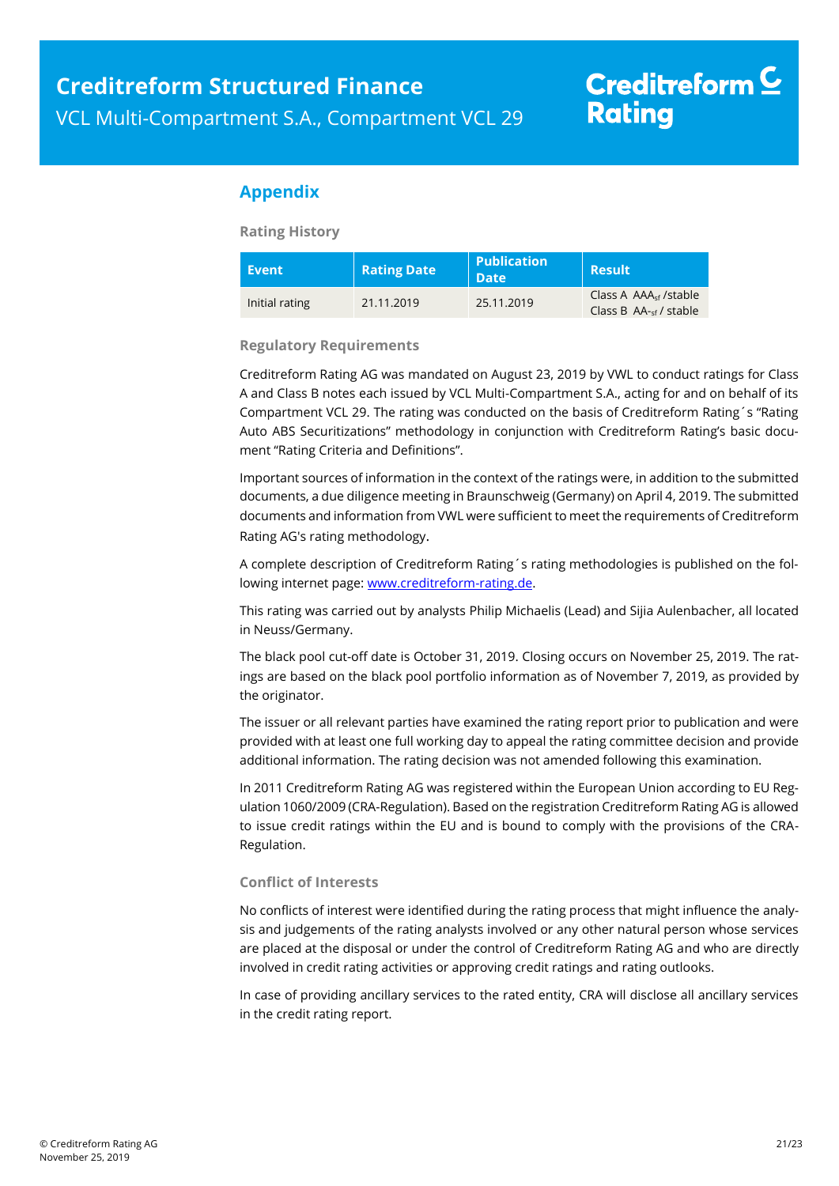## Appendix

### Rating History

| Event | Rating Date | Publication Date | Result |
|---|---|---|---|
| Initial rating | 21.11.2019 | 25.11.2019 | Class A $AAA_{sf}$ /stable<br>Class B $AA_{-sf}$ / stable |

### Regulatory Requirements

Creditreform Rating AG was mandated on August 23, 2019 by VWL to conduct ratings for Class A and Class B notes each issued by VCL Multi-Compartment S.A., acting for and on behalf of its Compartment VCL 29. The rating was conducted on the basis of Creditreform Rating´s "Rating Auto ABS Securitizations" methodology in conjunction with Creditreform Rating's basic document "Rating Criteria and Definitions".

Important sources of information in the context of the ratings were, in addition to the submitted documents, a due diligence meeting in Braunschweig (Germany) on April 4, 2019. The submitted documents and information from VWL were sufficient to meet the requirements of Creditreform Rating AG's rating methodology.

A complete description of Creditreform Rating´s rating methodologies is published on the following internet page: www.creditreform-rating.de.

This rating was carried out by analysts Philip Michaelis (Lead) and Sijia Aulenbacher, all located in Neuss/Germany.

The black pool cut-off date is October 31, 2019. Closing occurs on November 25, 2019. The ratings are based on the black pool portfolio information as of November 7, 2019, as provided by the originator.

The issuer or all relevant parties have examined the rating report prior to publication and were provided with at least one full working day to appeal the rating committee decision and provide additional information. The rating decision was not amended following this examination.

In 2011 Creditreform Rating AG was registered within the European Union according to EU Regulation 1060/2009 (CRA-Regulation). Based on the registration Creditreform Rating AG is allowed to issue credit ratings within the EU and is bound to comply with the provisions of the CRA-Regulation.

### Conflict of Interests

No conflicts of interest were identified during the rating process that might influence the analysis and judgements of the rating analysts involved or any other natural person whose services are placed at the disposal or under the control of Creditreform Rating AG and who are directly involved in credit rating activities or approving credit ratings and rating outlooks.

In case of providing ancillary services to the rated entity, CRA will disclose all ancillary services in the credit rating report.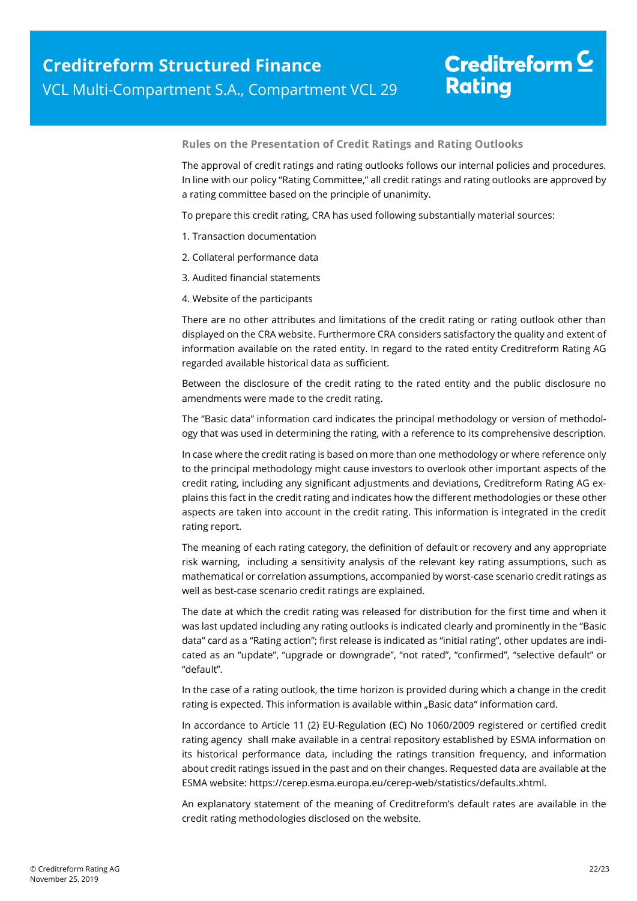## Rules on the Presentation of Credit Ratings and Rating Outlooks

The approval of credit ratings and rating outlooks follows our internal policies and procedures. In line with our policy "Rating Committee," all credit ratings and rating outlooks are approved by a rating committee based on the principle of unanimity.

To prepare this credit rating, CRA has used following substantially material sources:

1. Transaction documentation
2. Collateral performance data
3. Audited financial statements
4. Website of the participants

There are no other attributes and limitations of the credit rating or rating outlook other than displayed on the CRA website. Furthermore CRA considers satisfactory the quality and extent of information available on the rated entity. In regard to the rated entity Creditreform Rating AG regarded available historical data as sufficient.

Between the disclosure of the credit rating to the rated entity and the public disclosure no amendments were made to the credit rating.

The "Basic data" information card indicates the principal methodology or version of methodology that was used in determining the rating, with a reference to its comprehensive description.

In case where the credit rating is based on more than one methodology or where reference only to the principal methodology might cause investors to overlook other important aspects of the credit rating, including any significant adjustments and deviations, Creditreform Rating AG explains this fact in the credit rating and indicates how the different methodologies or these other aspects are taken into account in the credit rating. This information is integrated in the credit rating report.

The meaning of each rating category, the definition of default or recovery and any appropriate risk warning, including a sensitivity analysis of the relevant key rating assumptions, such as mathematical or correlation assumptions, accompanied by worst-case scenario credit ratings as well as best-case scenario credit ratings are explained.

The date at which the credit rating was released for distribution for the first time and when it was last updated including any rating outlooks is indicated clearly and prominently in the "Basic data" card as a "Rating action"; first release is indicated as "initial rating", other updates are indicated as an "update", "upgrade or downgrade", "not rated", "confirmed", "selective default" or "default".

In the case of a rating outlook, the time horizon is provided during which a change in the credit rating is expected. This information is available within „Basic data" information card.

In accordance to Article 11 (2) EU-Regulation (EC) No 1060/2009 registered or certified credit rating agency shall make available in a central repository established by ESMA information on its historical performance data, including the ratings transition frequency, and information about credit ratings issued in the past and on their changes. Requested data are available at the ESMA website: https://cerep.esma.europa.eu/cerep-web/statistics/defaults.xhtml.

An explanatory statement of the meaning of Creditreform's default rates are available in the credit rating methodologies disclosed on the website.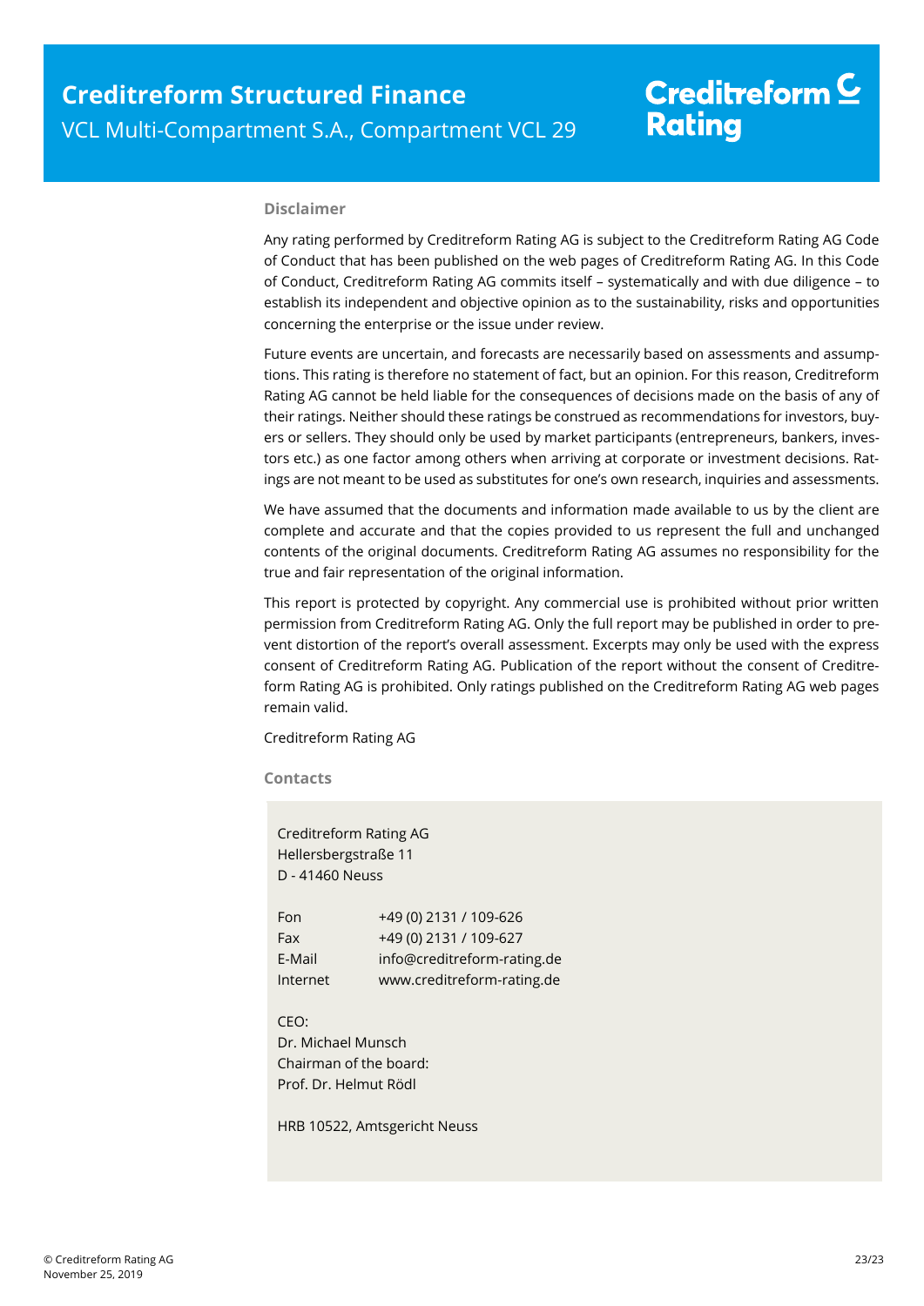## Disclaimer

Any rating performed by Creditreform Rating AG is subject to the Creditreform Rating AG Code of Conduct that has been published on the web pages of Creditreform Rating AG. In this Code of Conduct, Creditreform Rating AG commits itself – systematically and with due diligence – to establish its independent and objective opinion as to the sustainability, risks and opportunities concerning the enterprise or the issue under review.

Future events are uncertain, and forecasts are necessarily based on assessments and assumptions. This rating is therefore no statement of fact, but an opinion. For this reason, Creditreform Rating AG cannot be held liable for the consequences of decisions made on the basis of any of their ratings. Neither should these ratings be construed as recommendations for investors, buyers or sellers. They should only be used by market participants (entrepreneurs, bankers, investors etc.) as one factor among others when arriving at corporate or investment decisions. Ratings are not meant to be used as substitutes for one's own research, inquiries and assessments.

We have assumed that the documents and information made available to us by the client are complete and accurate and that the copies provided to us represent the full and unchanged contents of the original documents. Creditreform Rating AG assumes no responsibility for the true and fair representation of the original information.

This report is protected by copyright. Any commercial use is prohibited without prior written permission from Creditreform Rating AG. Only the full report may be published in order to prevent distortion of the report's overall assessment. Excerpts may only be used with the express consent of Creditreform Rating AG. Publication of the report without the consent of Creditreform Rating AG is prohibited. Only ratings published on the Creditreform Rating AG web pages remain valid.

Creditreform Rating AG

## Contacts

Creditreform Rating AG
Hellersbergstraße 11
D - 41460 Neuss

| | |
|---|---|
| Fon | +49 (0) 2131 / 109-626 |
| Fax | +49 (0) 2131 / 109-627 |
| E-Mail | info@creditreform-rating.de |
| Internet | www.creditreform-rating.de |

CEO:
Dr. Michael Munsch
Chairman of the board:
Prof. Dr. Helmut Rödl

HRB 10522, Amtsgericht Neuss